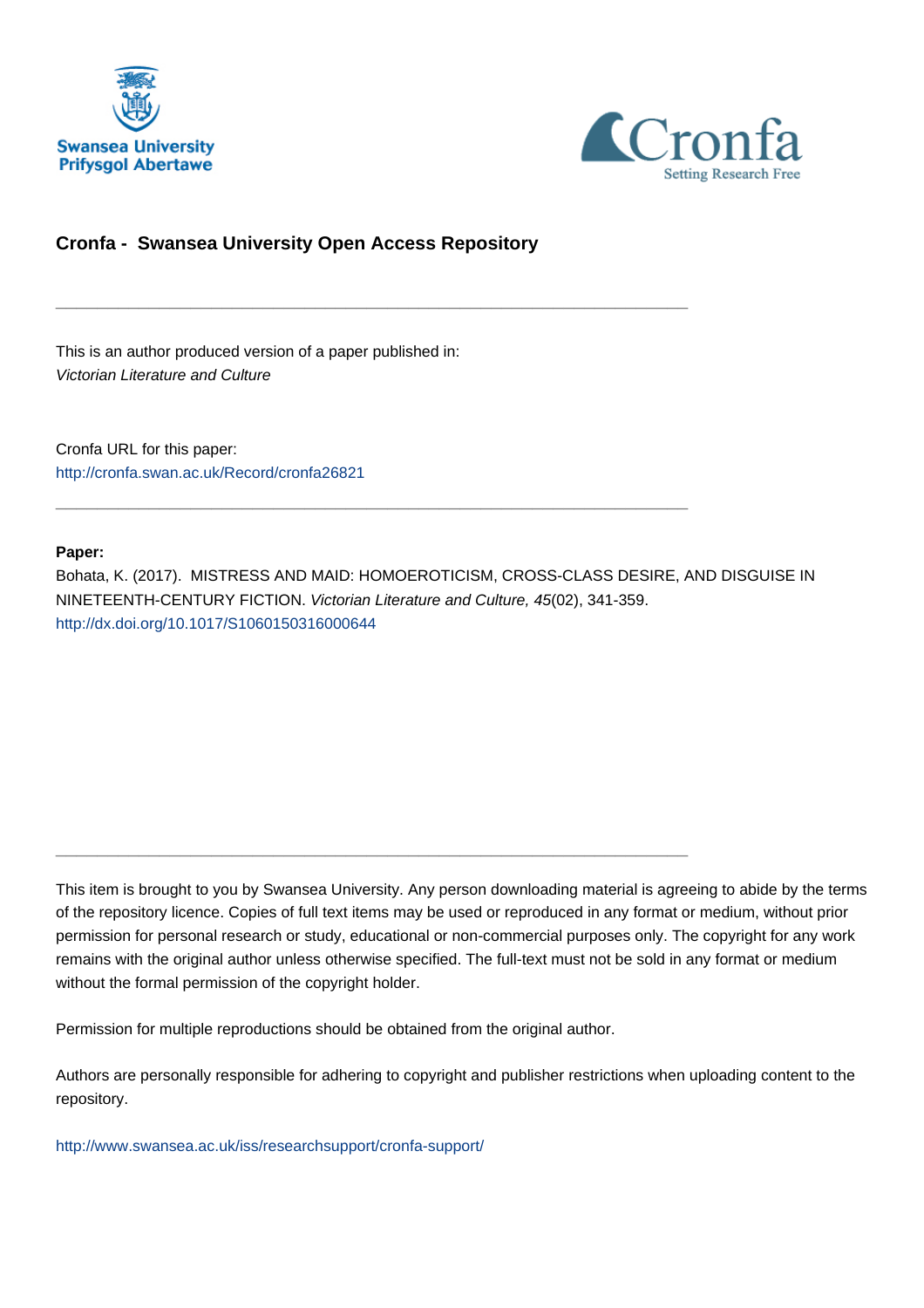Swansea University
Prifysgol Abertawe

Cronfa
Setting Research Free

## Cronfa - Swansea University Open Access Repository

---

This is an author produced version of a paper published in:
*Victorian Literature and Culture*

Cronfa URL for this paper:
http://cronfa.swan.ac.uk/Record/cronfa26821

---

**Paper:**
Bohata, K. (2017). MISTRESS AND MAID: HOMOEROTICISM, CROSS-CLASS DESIRE, AND DISGUISE IN NINETEENTH-CENTURY FICTION. *Victorian Literature and Culture, 45*(02), 341-359.
http://dx.doi.org/10.1017/S1060150316000644

---

This item is brought to you by Swansea University. Any person downloading material is agreeing to abide by the terms of the repository licence. Copies of full text items may be used or reproduced in any format or medium, without prior permission for personal research or study, educational or non-commercial purposes only. The copyright for any work remains with the original author unless otherwise specified. The full-text must not be sold in any format or medium without the formal permission of the copyright holder.

Permission for multiple reproductions should be obtained from the original author.

Authors are personally responsible for adhering to copyright and publisher restrictions when uploading content to the repository.

http://www.swansea.ac.uk/iss/researchsupport/cronfa-support/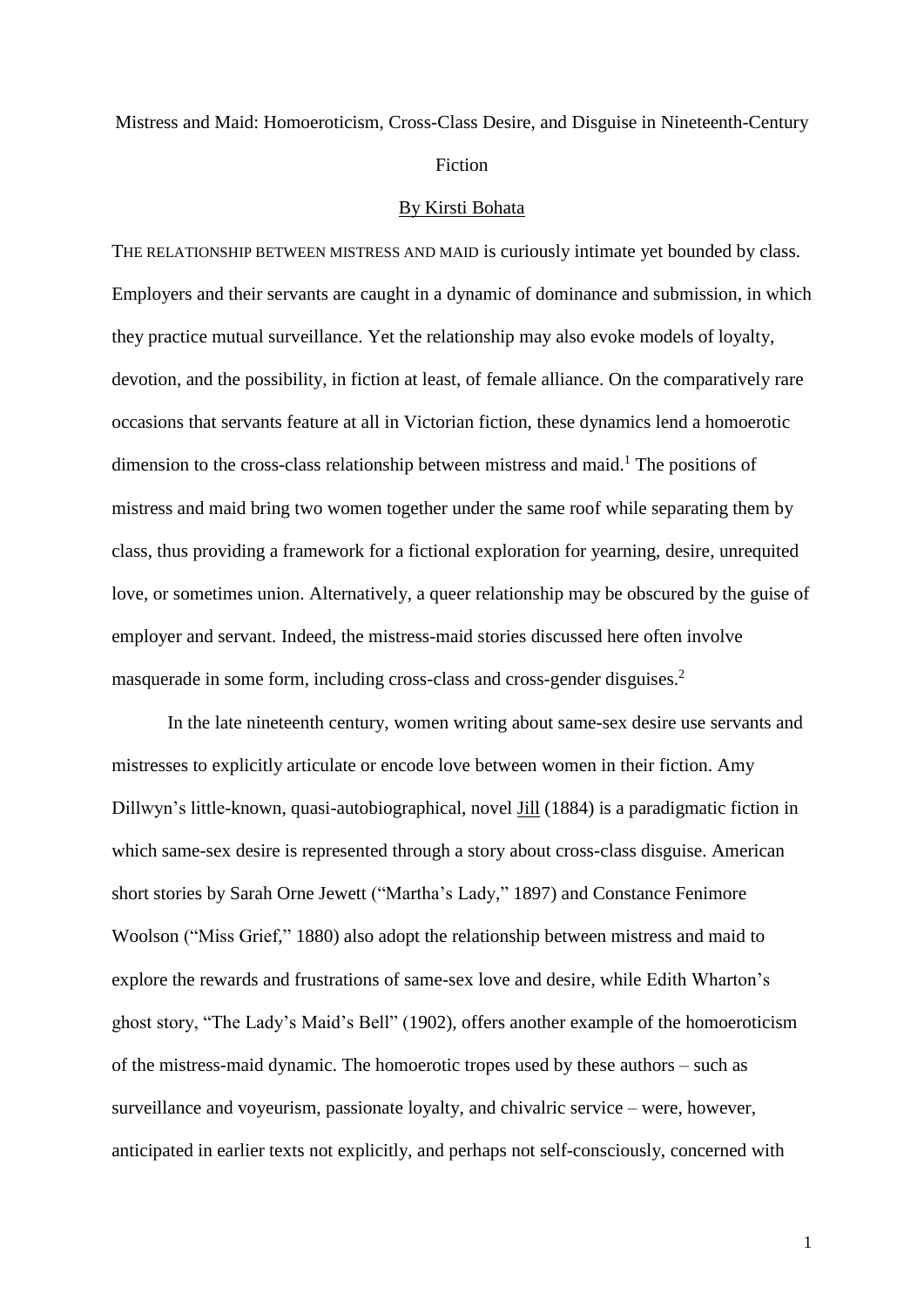Mistress and Maid: Homoeroticism, Cross-Class Desire, and Disguise in Nineteenth-Century Fiction

By Kirsti Bohata

THE RELATIONSHIP BETWEEN MISTRESS AND MAID is curiously intimate yet bounded by class. Employers and their servants are caught in a dynamic of dominance and submission, in which they practice mutual surveillance. Yet the relationship may also evoke models of loyalty, devotion, and the possibility, in fiction at least, of female alliance. On the comparatively rare occasions that servants feature at all in Victorian fiction, these dynamics lend a homoerotic dimension to the cross-class relationship between mistress and maid.[1] The positions of mistress and maid bring two women together under the same roof while separating them by class, thus providing a framework for a fictional exploration for yearning, desire, unrequited love, or sometimes union. Alternatively, a queer relationship may be obscured by the guise of employer and servant. Indeed, the mistress-maid stories discussed here often involve masquerade in some form, including cross-class and cross-gender disguises.[2]

In the late nineteenth century, women writing about same-sex desire use servants and mistresses to explicitly articulate or encode love between women in their fiction. Amy Dillwyn's little-known, quasi-autobiographical, novel Jill (1884) is a paradigmatic fiction in which same-sex desire is represented through a story about cross-class disguise. American short stories by Sarah Orne Jewett ("Martha's Lady," 1897) and Constance Fenimore Woolson ("Miss Grief," 1880) also adopt the relationship between mistress and maid to explore the rewards and frustrations of same-sex love and desire, while Edith Wharton's ghost story, "The Lady's Maid's Bell" (1902), offers another example of the homoeroticism of the mistress-maid dynamic. The homoerotic tropes used by these authors – such as surveillance and voyeurism, passionate loyalty, and chivalric service – were, however, anticipated in earlier texts not explicitly, and perhaps not self-consciously, concerned with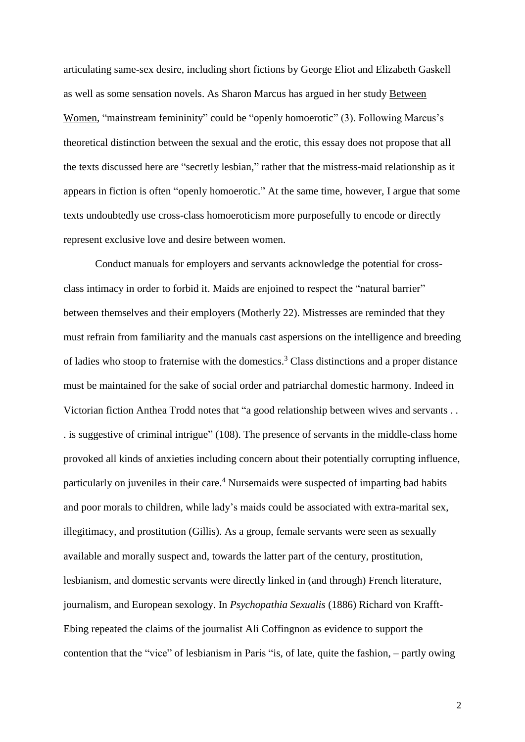articulating same-sex desire, including short fictions by George Eliot and Elizabeth Gaskell as well as some sensation novels. As Sharon Marcus has argued in her study Between Women, "mainstream femininity" could be "openly homoerotic" (3). Following Marcus's theoretical distinction between the sexual and the erotic, this essay does not propose that all the texts discussed here are "secretly lesbian," rather that the mistress-maid relationship as it appears in fiction is often "openly homoerotic." At the same time, however, I argue that some texts undoubtedly use cross-class homoeroticism more purposefully to encode or directly represent exclusive love and desire between women.

Conduct manuals for employers and servants acknowledge the potential for cross-class intimacy in order to forbid it. Maids are enjoined to respect the "natural barrier" between themselves and their employers (Motherly 22). Mistresses are reminded that they must refrain from familiarity and the manuals cast aspersions on the intelligence and breeding of ladies who stoop to fraternise with the domestics.[3] Class distinctions and a proper distance must be maintained for the sake of social order and patriarchal domestic harmony. Indeed in Victorian fiction Anthea Trodd notes that "a good relationship between wives and servants . . . is suggestive of criminal intrigue" (108). The presence of servants in the middle-class home provoked all kinds of anxieties including concern about their potentially corrupting influence, particularly on juveniles in their care.[4] Nursemaids were suspected of imparting bad habits and poor morals to children, while lady's maids could be associated with extra-marital sex, illegitimacy, and prostitution (Gillis). As a group, female servants were seen as sexually available and morally suspect and, towards the latter part of the century, prostitution, lesbianism, and domestic servants were directly linked in (and through) French literature, journalism, and European sexology. In *Psychopathia Sexualis* (1886) Richard von Krafft-Ebing repeated the claims of the journalist Ali Coffignon as evidence to support the contention that the "vice" of lesbianism in Paris "is, of late, quite the fashion, – partly owing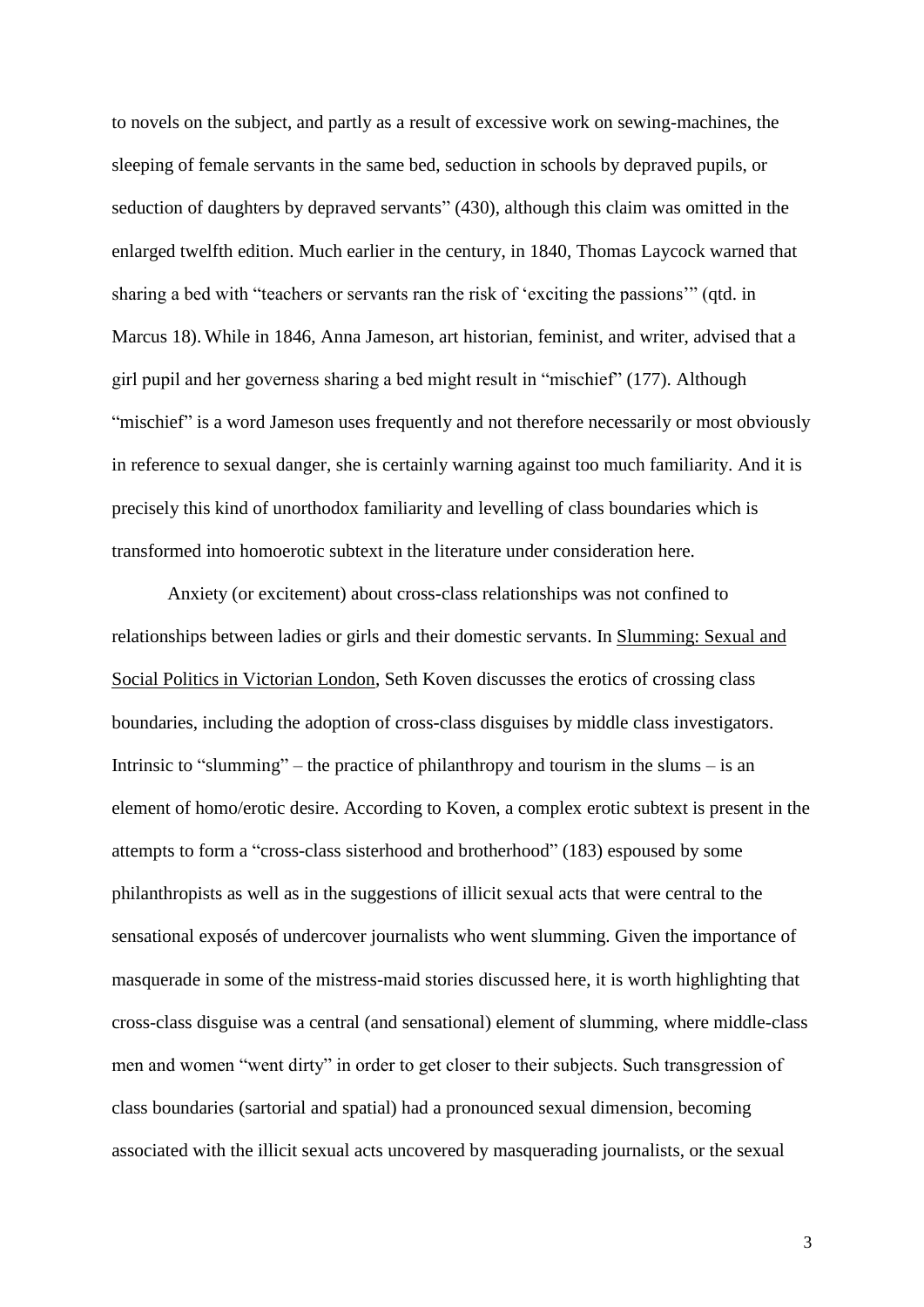to novels on the subject, and partly as a result of excessive work on sewing-machines, the sleeping of female servants in the same bed, seduction in schools by depraved pupils, or seduction of daughters by depraved servants" (430), although this claim was omitted in the enlarged twelfth edition. Much earlier in the century, in 1840, Thomas Laycock warned that sharing a bed with "teachers or servants ran the risk of 'exciting the passions'" (qtd. in Marcus 18). While in 1846, Anna Jameson, art historian, feminist, and writer, advised that a girl pupil and her governess sharing a bed might result in "mischief" (177). Although "mischief" is a word Jameson uses frequently and not therefore necessarily or most obviously in reference to sexual danger, she is certainly warning against too much familiarity. And it is precisely this kind of unorthodox familiarity and levelling of class boundaries which is transformed into homoerotic subtext in the literature under consideration here.

Anxiety (or excitement) about cross-class relationships was not confined to relationships between ladies or girls and their domestic servants. In Slumming: Sexual and Social Politics in Victorian London, Seth Koven discusses the erotics of crossing class boundaries, including the adoption of cross-class disguises by middle class investigators. Intrinsic to "slumming" – the practice of philanthropy and tourism in the slums – is an element of homo/erotic desire. According to Koven, a complex erotic subtext is present in the attempts to form a "cross-class sisterhood and brotherhood" (183) espoused by some philanthropists as well as in the suggestions of illicit sexual acts that were central to the sensational exposés of undercover journalists who went slumming. Given the importance of masquerade in some of the mistress-maid stories discussed here, it is worth highlighting that cross-class disguise was a central (and sensational) element of slumming, where middle-class men and women "went dirty" in order to get closer to their subjects. Such transgression of class boundaries (sartorial and spatial) had a pronounced sexual dimension, becoming associated with the illicit sexual acts uncovered by masquerading journalists, or the sexual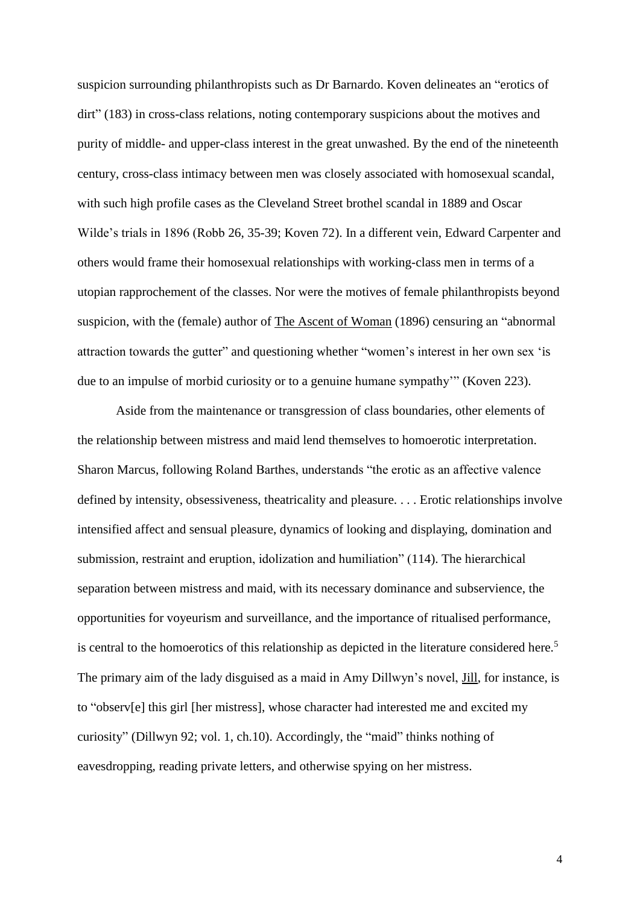suspicion surrounding philanthropists such as Dr Barnardo. Koven delineates an "erotics of dirt" (183) in cross-class relations, noting contemporary suspicions about the motives and purity of middle- and upper-class interest in the great unwashed. By the end of the nineteenth century, cross-class intimacy between men was closely associated with homosexual scandal, with such high profile cases as the Cleveland Street brothel scandal in 1889 and Oscar Wilde's trials in 1896 (Robb 26, 35-39; Koven 72). In a different vein, Edward Carpenter and others would frame their homosexual relationships with working-class men in terms of a utopian rapprochement of the classes. Nor were the motives of female philanthropists beyond suspicion, with the (female) author of The Ascent of Woman (1896) censuring an "abnormal attraction towards the gutter" and questioning whether "women's interest in her own sex 'is due to an impulse of morbid curiosity or to a genuine humane sympathy'" (Koven 223).

Aside from the maintenance or transgression of class boundaries, other elements of the relationship between mistress and maid lend themselves to homoerotic interpretation. Sharon Marcus, following Roland Barthes, understands "the erotic as an affective valence defined by intensity, obsessiveness, theatricality and pleasure. . . . Erotic relationships involve intensified affect and sensual pleasure, dynamics of looking and displaying, domination and submission, restraint and eruption, idolization and humiliation" (114). The hierarchical separation between mistress and maid, with its necessary dominance and subservience, the opportunities for voyeurism and surveillance, and the importance of ritualised performance, is central to the homoerotics of this relationship as depicted in the literature considered here.[5] The primary aim of the lady disguised as a maid in Amy Dillwyn's novel, Jill, for instance, is to "observ[e] this girl [her mistress], whose character had interested me and excited my curiosity" (Dillwyn 92; vol. 1, ch.10). Accordingly, the "maid" thinks nothing of eavesdropping, reading private letters, and otherwise spying on her mistress.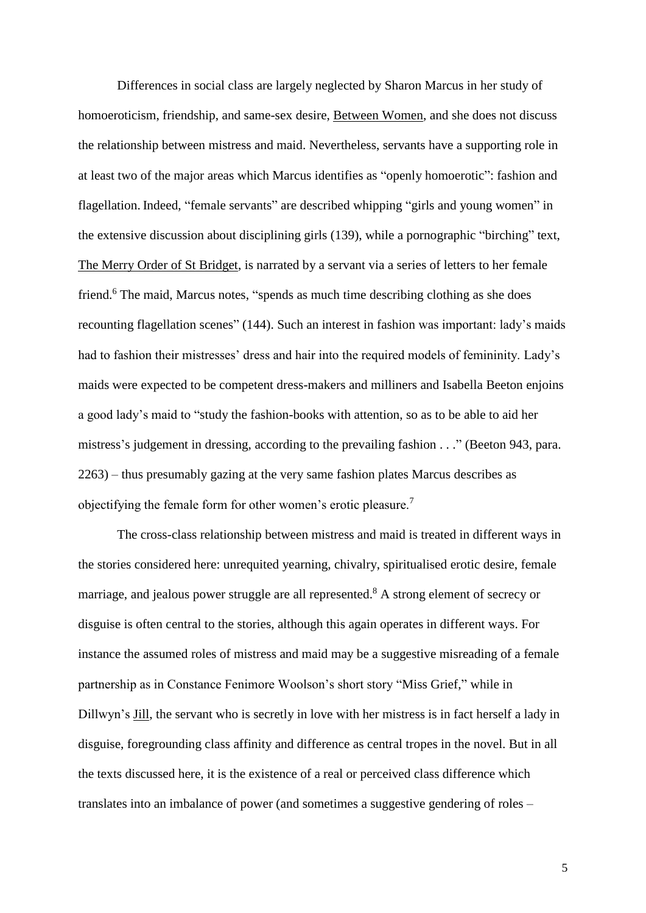Differences in social class are largely neglected by Sharon Marcus in her study of homoeroticism, friendship, and same-sex desire, Between Women, and she does not discuss the relationship between mistress and maid. Nevertheless, servants have a supporting role in at least two of the major areas which Marcus identifies as "openly homoerotic": fashion and flagellation. Indeed, "female servants" are described whipping "girls and young women" in the extensive discussion about disciplining girls (139), while a pornographic "birching" text, The Merry Order of St Bridget, is narrated by a servant via a series of letters to her female friend.[6] The maid, Marcus notes, "spends as much time describing clothing as she does recounting flagellation scenes" (144). Such an interest in fashion was important: lady's maids had to fashion their mistresses' dress and hair into the required models of femininity. Lady's maids were expected to be competent dress-makers and milliners and Isabella Beeton enjoins a good lady's maid to "study the fashion-books with attention, so as to be able to aid her mistress's judgement in dressing, according to the prevailing fashion . . ." (Beeton 943, para. 2263) – thus presumably gazing at the very same fashion plates Marcus describes as objectifying the female form for other women's erotic pleasure.[7]

The cross-class relationship between mistress and maid is treated in different ways in the stories considered here: unrequited yearning, chivalry, spiritualised erotic desire, female marriage, and jealous power struggle are all represented.[8] A strong element of secrecy or disguise is often central to the stories, although this again operates in different ways. For instance the assumed roles of mistress and maid may be a suggestive misreading of a female partnership as in Constance Fenimore Woolson's short story "Miss Grief," while in Dillwyn's Jill, the servant who is secretly in love with her mistress is in fact herself a lady in disguise, foregrounding class affinity and difference as central tropes in the novel. But in all the texts discussed here, it is the existence of a real or perceived class difference which translates into an imbalance of power (and sometimes a suggestive gendering of roles –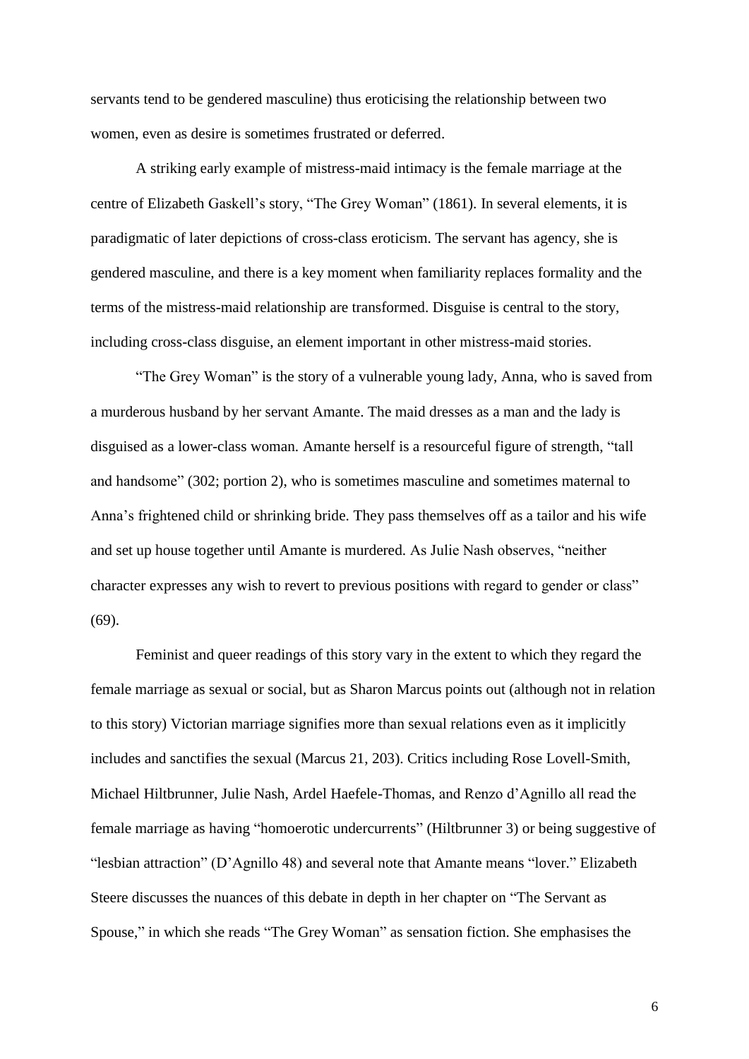servants tend to be gendered masculine) thus eroticising the relationship between two women, even as desire is sometimes frustrated or deferred.

A striking early example of mistress-maid intimacy is the female marriage at the centre of Elizabeth Gaskell's story, "The Grey Woman" (1861). In several elements, it is paradigmatic of later depictions of cross-class eroticism. The servant has agency, she is gendered masculine, and there is a key moment when familiarity replaces formality and the terms of the mistress-maid relationship are transformed. Disguise is central to the story, including cross-class disguise, an element important in other mistress-maid stories.

"The Grey Woman" is the story of a vulnerable young lady, Anna, who is saved from a murderous husband by her servant Amante. The maid dresses as a man and the lady is disguised as a lower-class woman. Amante herself is a resourceful figure of strength, "tall and handsome" (302; portion 2), who is sometimes masculine and sometimes maternal to Anna's frightened child or shrinking bride. They pass themselves off as a tailor and his wife and set up house together until Amante is murdered. As Julie Nash observes, "neither character expresses any wish to revert to previous positions with regard to gender or class" (69).

Feminist and queer readings of this story vary in the extent to which they regard the female marriage as sexual or social, but as Sharon Marcus points out (although not in relation to this story) Victorian marriage signifies more than sexual relations even as it implicitly includes and sanctifies the sexual (Marcus 21, 203). Critics including Rose Lovell-Smith, Michael Hiltbrunner, Julie Nash, Ardel Haefele-Thomas, and Renzo d'Agnillo all read the female marriage as having "homoerotic undercurrents" (Hiltbrunner 3) or being suggestive of "lesbian attraction" (D'Agnillo 48) and several note that Amante means "lover." Elizabeth Steere discusses the nuances of this debate in depth in her chapter on "The Servant as Spouse," in which she reads "The Grey Woman" as sensation fiction. She emphasises the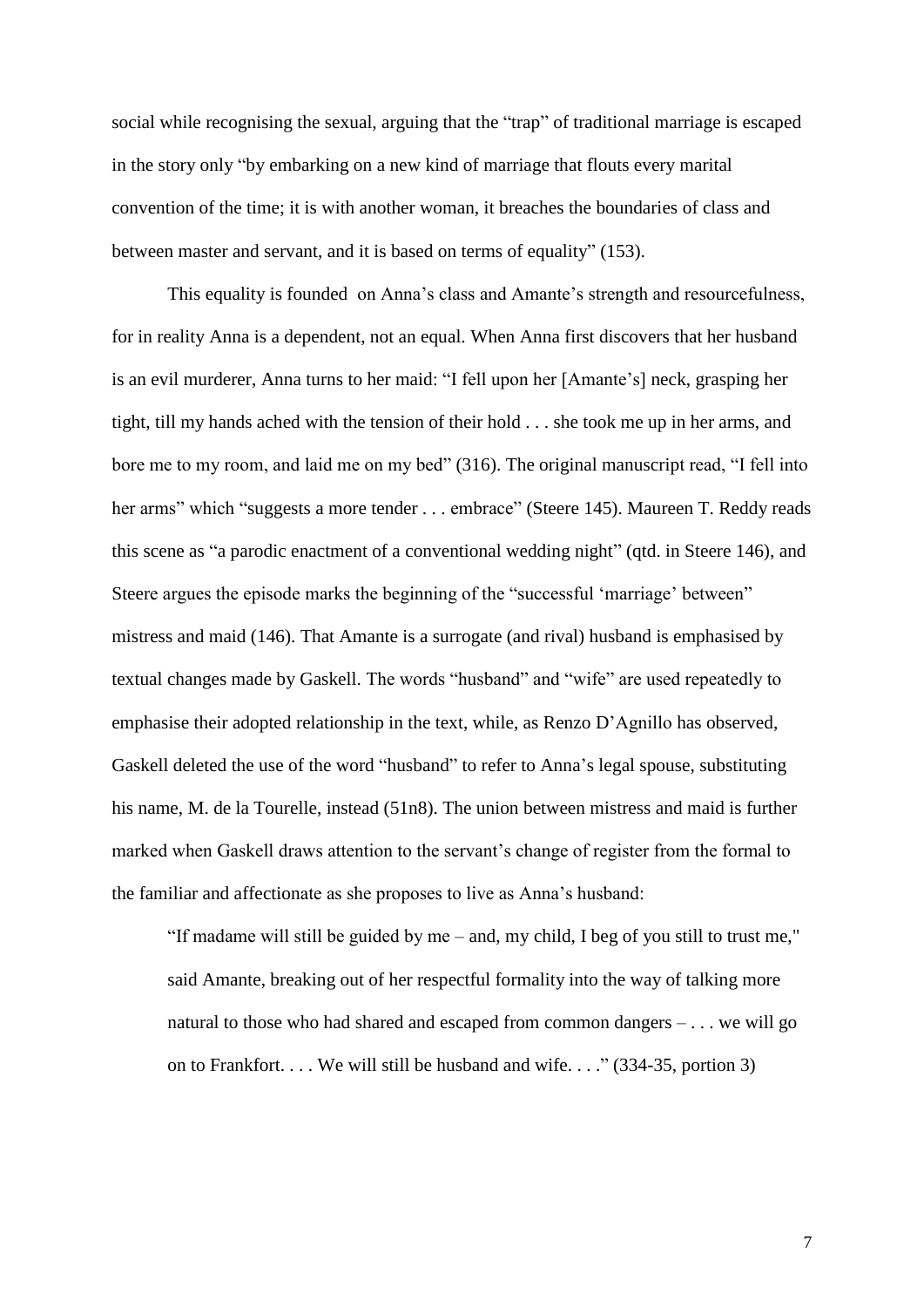social while recognising the sexual, arguing that the "trap" of traditional marriage is escaped in the story only "by embarking on a new kind of marriage that flouts every marital convention of the time; it is with another woman, it breaches the boundaries of class and between master and servant, and it is based on terms of equality" (153).

This equality is founded on Anna's class and Amante's strength and resourcefulness, for in reality Anna is a dependent, not an equal. When Anna first discovers that her husband is an evil murderer, Anna turns to her maid: "I fell upon her [Amante's] neck, grasping her tight, till my hands ached with the tension of their hold . . . she took me up in her arms, and bore me to my room, and laid me on my bed" (316). The original manuscript read, "I fell into her arms" which "suggests a more tender . . . embrace" (Steere 145). Maureen T. Reddy reads this scene as "a parodic enactment of a conventional wedding night" (qtd. in Steere 146), and Steere argues the episode marks the beginning of the "successful 'marriage' between" mistress and maid (146). That Amante is a surrogate (and rival) husband is emphasised by textual changes made by Gaskell. The words "husband" and "wife" are used repeatedly to emphasise their adopted relationship in the text, while, as Renzo D'Agnillo has observed, Gaskell deleted the use of the word "husband" to refer to Anna's legal spouse, substituting his name, M. de la Tourelle, instead (51n8). The union between mistress and maid is further marked when Gaskell draws attention to the servant's change of register from the formal to the familiar and affectionate as she proposes to live as Anna's husband:

> "If madame will still be guided by me – and, my child, I beg of you still to trust me," said Amante, breaking out of her respectful formality into the way of talking more natural to those who had shared and escaped from common dangers – . . . we will go on to Frankfort. . . . We will still be husband and wife. . . ." (334-35, portion 3)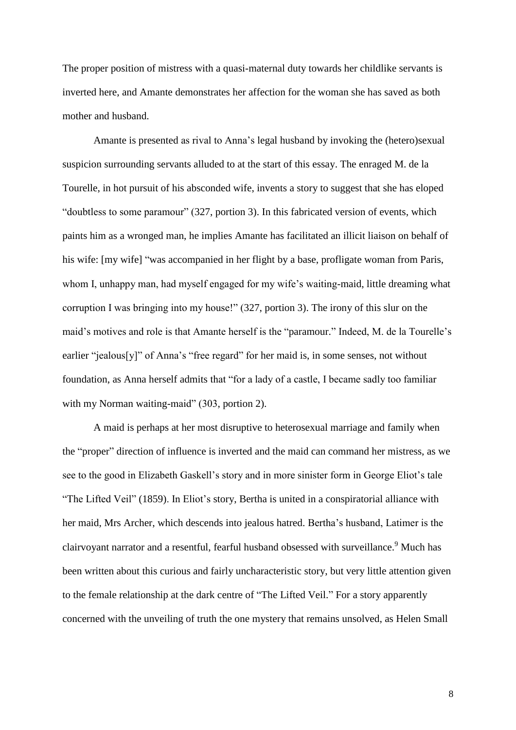The proper position of mistress with a quasi-maternal duty towards her childlike servants is inverted here, and Amante demonstrates her affection for the woman she has saved as both mother and husband.

Amante is presented as rival to Anna's legal husband by invoking the (hetero)sexual suspicion surrounding servants alluded to at the start of this essay. The enraged M. de la Tourelle, in hot pursuit of his absconded wife, invents a story to suggest that she has eloped "doubtless to some paramour" (327, portion 3). In this fabricated version of events, which paints him as a wronged man, he implies Amante has facilitated an illicit liaison on behalf of his wife: [my wife] "was accompanied in her flight by a base, profligate woman from Paris, whom I, unhappy man, had myself engaged for my wife's waiting-maid, little dreaming what corruption I was bringing into my house!" (327, portion 3). The irony of this slur on the maid's motives and role is that Amante herself is the "paramour." Indeed, M. de la Tourelle's earlier "jealous[y]" of Anna's "free regard" for her maid is, in some senses, not without foundation, as Anna herself admits that "for a lady of a castle, I became sadly too familiar with my Norman waiting-maid" (303, portion 2).

A maid is perhaps at her most disruptive to heterosexual marriage and family when the "proper" direction of influence is inverted and the maid can command her mistress, as we see to the good in Elizabeth Gaskell's story and in more sinister form in George Eliot's tale "The Lifted Veil" (1859). In Eliot's story, Bertha is united in a conspiratorial alliance with her maid, Mrs Archer, which descends into jealous hatred. Bertha's husband, Latimer is the clairvoyant narrator and a resentful, fearful husband obsessed with surveillance.[9] Much has been written about this curious and fairly uncharacteristic story, but very little attention given to the female relationship at the dark centre of "The Lifted Veil." For a story apparently concerned with the unveiling of truth the one mystery that remains unsolved, as Helen Small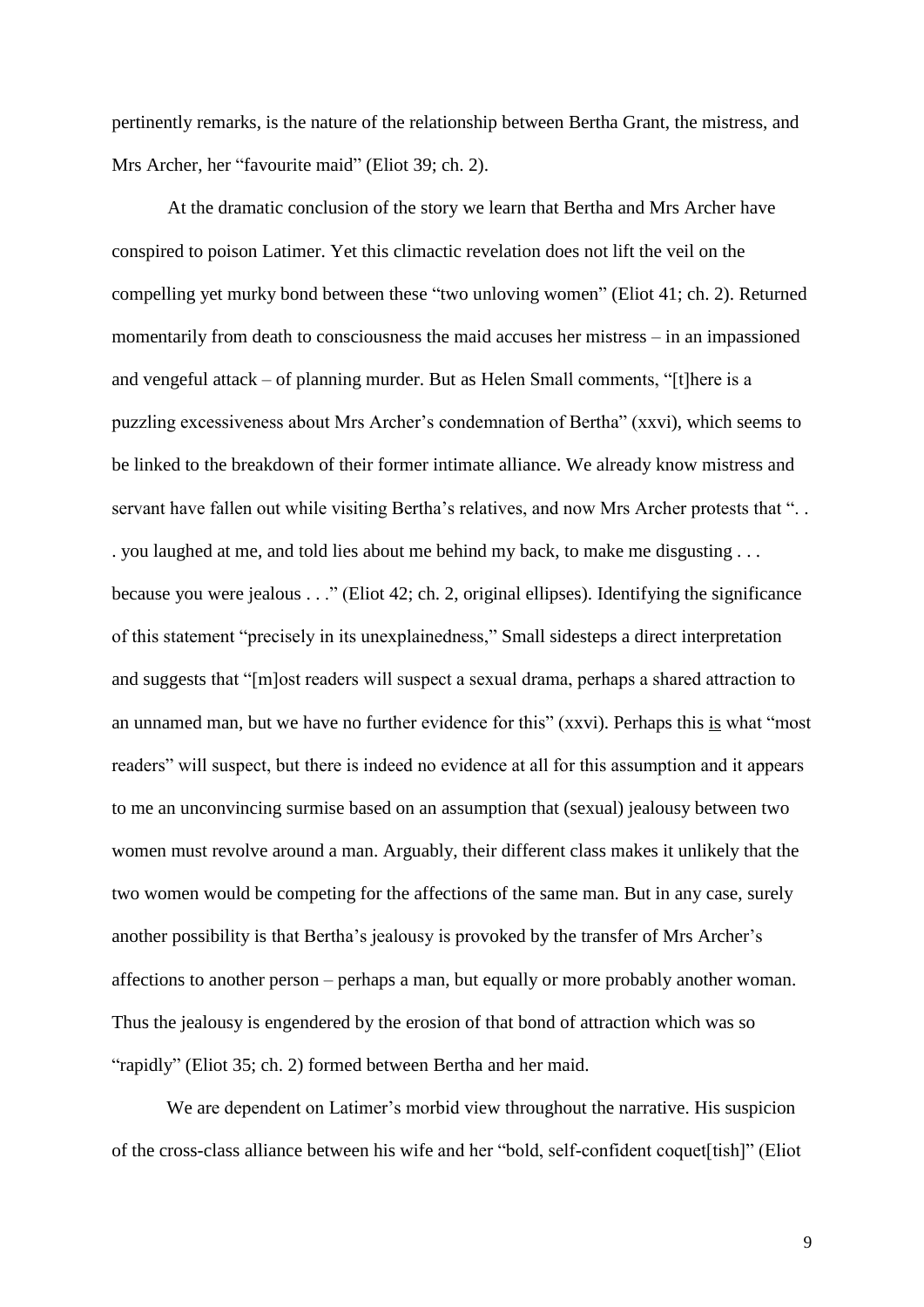pertinently remarks, is the nature of the relationship between Bertha Grant, the mistress, and Mrs Archer, her "favourite maid" (Eliot 39; ch. 2).

At the dramatic conclusion of the story we learn that Bertha and Mrs Archer have conspired to poison Latimer. Yet this climactic revelation does not lift the veil on the compelling yet murky bond between these "two unloving women" (Eliot 41; ch. 2). Returned momentarily from death to consciousness the maid accuses her mistress – in an impassioned and vengeful attack – of planning murder. But as Helen Small comments, "[t]here is a puzzling excessiveness about Mrs Archer's condemnation of Bertha" (xxvi), which seems to be linked to the breakdown of their former intimate alliance. We already know mistress and servant have fallen out while visiting Bertha's relatives, and now Mrs Archer protests that ". . . you laughed at me, and told lies about me behind my back, to make me disgusting . . . because you were jealous . . ." (Eliot 42; ch. 2, original ellipses). Identifying the significance of this statement "precisely in its unexplainedness," Small sidesteps a direct interpretation and suggests that "[m]ost readers will suspect a sexual drama, perhaps a shared attraction to an unnamed man, but we have no further evidence for this" (xxvi). Perhaps this <u>is</u> what "most readers" will suspect, but there is indeed no evidence at all for this assumption and it appears to me an unconvincing surmise based on an assumption that (sexual) jealousy between two women must revolve around a man. Arguably, their different class makes it unlikely that the two women would be competing for the affections of the same man. But in any case, surely another possibility is that Bertha's jealousy is provoked by the transfer of Mrs Archer's affections to another person – perhaps a man, but equally or more probably another woman. Thus the jealousy is engendered by the erosion of that bond of attraction which was so "rapidly" (Eliot 35; ch. 2) formed between Bertha and her maid.

We are dependent on Latimer's morbid view throughout the narrative. His suspicion of the cross-class alliance between his wife and her "bold, self-confident coquet[tish]" (Eliot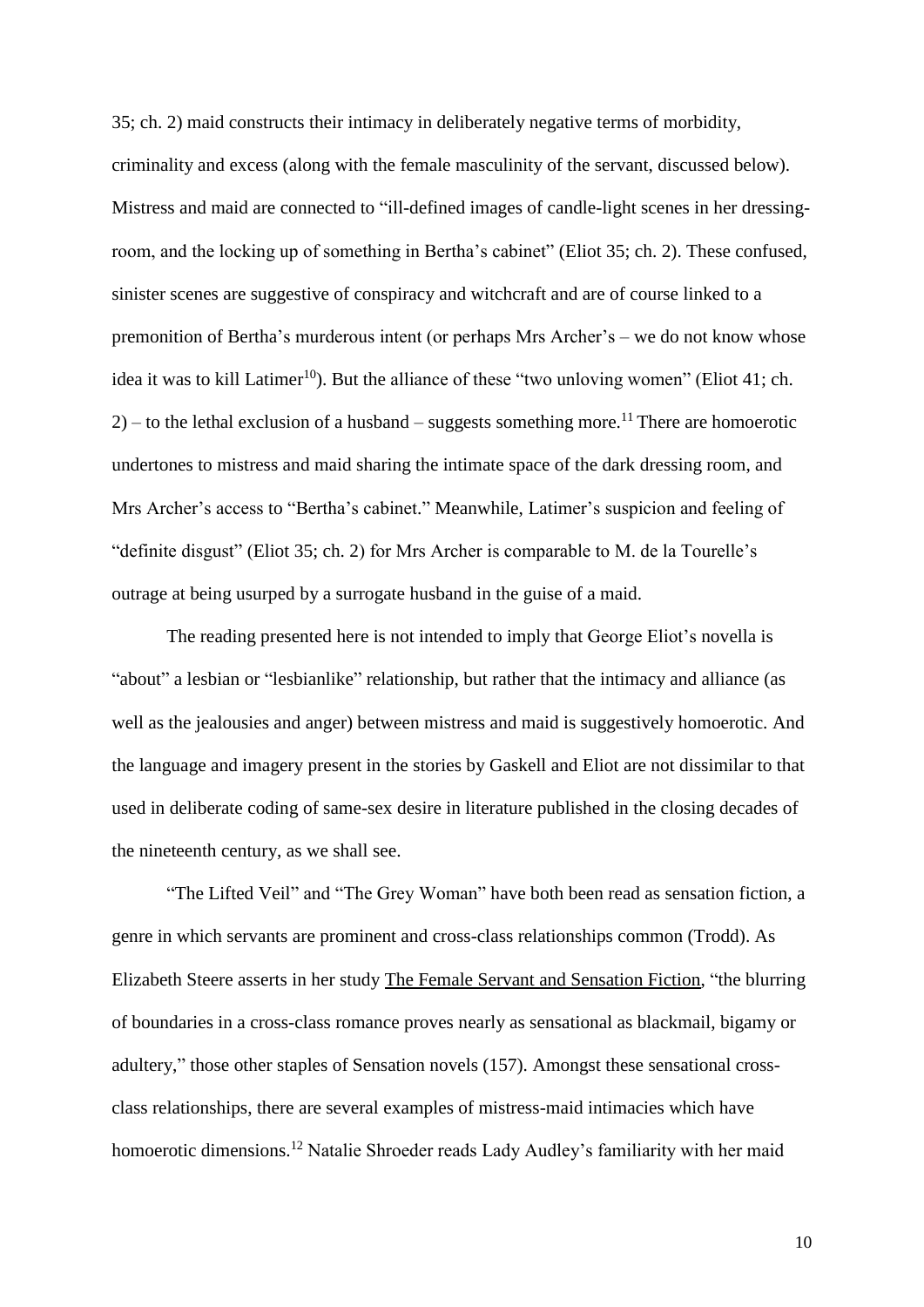35; ch. 2) maid constructs their intimacy in deliberately negative terms of morbidity, criminality and excess (along with the female masculinity of the servant, discussed below). Mistress and maid are connected to "ill-defined images of candle-light scenes in her dressing-room, and the locking up of something in Bertha's cabinet" (Eliot 35; ch. 2). These confused, sinister scenes are suggestive of conspiracy and witchcraft and are of course linked to a premonition of Bertha's murderous intent (or perhaps Mrs Archer's – we do not know whose idea it was to kill Latimer[10]). But the alliance of these "two unloving women" (Eliot 41; ch. 2) – to the lethal exclusion of a husband – suggests something more.[11] There are homoerotic undertones to mistress and maid sharing the intimate space of the dark dressing room, and Mrs Archer's access to "Bertha's cabinet." Meanwhile, Latimer's suspicion and feeling of "definite disgust" (Eliot 35; ch. 2) for Mrs Archer is comparable to M. de la Tourelle's outrage at being usurped by a surrogate husband in the guise of a maid.

The reading presented here is not intended to imply that George Eliot's novella is "about" a lesbian or "lesbianlike" relationship, but rather that the intimacy and alliance (as well as the jealousies and anger) between mistress and maid is suggestively homoerotic. And the language and imagery present in the stories by Gaskell and Eliot are not dissimilar to that used in deliberate coding of same-sex desire in literature published in the closing decades of the nineteenth century, as we shall see.

"The Lifted Veil" and "The Grey Woman" have both been read as sensation fiction, a genre in which servants are prominent and cross-class relationships common (Trodd). As Elizabeth Steere asserts in her study <u>The Female Servant and Sensation Fiction</u>, "the blurring of boundaries in a cross-class romance proves nearly as sensational as blackmail, bigamy or adultery," those other staples of Sensation novels (157). Amongst these sensational cross-class relationships, there are several examples of mistress-maid intimacies which have homoerotic dimensions.[12] Natalie Shroeder reads Lady Audley's familiarity with her maid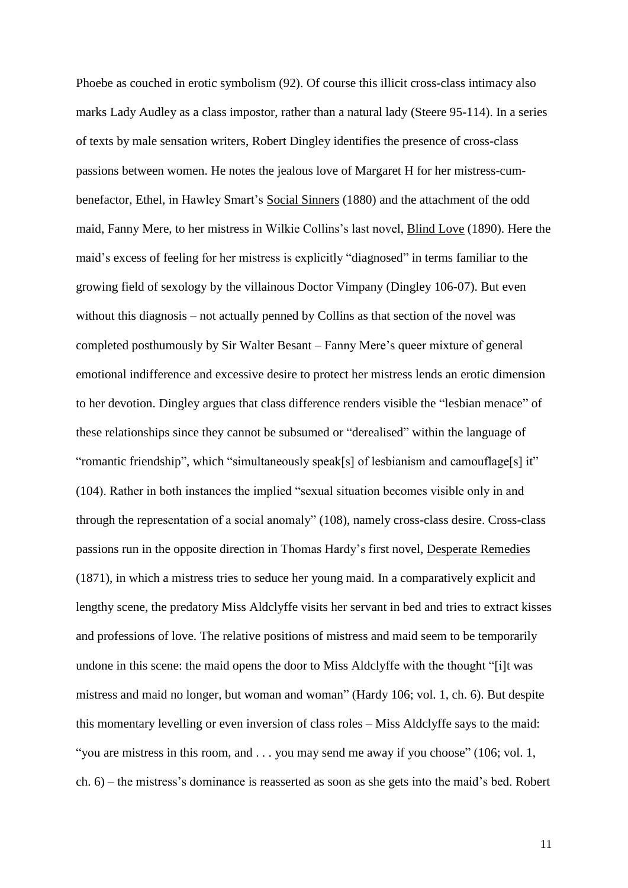Phoebe as couched in erotic symbolism (92). Of course this illicit cross-class intimacy also marks Lady Audley as a class impostor, rather than a natural lady (Steere 95-114). In a series of texts by male sensation writers, Robert Dingley identifies the presence of cross-class passions between women. He notes the jealous love of Margaret H for her mistress-cum-benefactor, Ethel, in Hawley Smart's Social Sinners (1880) and the attachment of the odd maid, Fanny Mere, to her mistress in Wilkie Collins's last novel, Blind Love (1890). Here the maid's excess of feeling for her mistress is explicitly "diagnosed" in terms familiar to the growing field of sexology by the villainous Doctor Vimpany (Dingley 106-07). But even without this diagnosis – not actually penned by Collins as that section of the novel was completed posthumously by Sir Walter Besant – Fanny Mere's queer mixture of general emotional indifference and excessive desire to protect her mistress lends an erotic dimension to her devotion. Dingley argues that class difference renders visible the "lesbian menace" of these relationships since they cannot be subsumed or "derealised" within the language of "romantic friendship", which "simultaneously speak[s] of lesbianism and camouflage[s] it" (104). Rather in both instances the implied "sexual situation becomes visible only in and through the representation of a social anomaly" (108), namely cross-class desire. Cross-class passions run in the opposite direction in Thomas Hardy's first novel, Desperate Remedies (1871), in which a mistress tries to seduce her young maid. In a comparatively explicit and lengthy scene, the predatory Miss Aldclyffe visits her servant in bed and tries to extract kisses and professions of love. The relative positions of mistress and maid seem to be temporarily undone in this scene: the maid opens the door to Miss Aldclyffe with the thought "[i]t was mistress and maid no longer, but woman and woman" (Hardy 106; vol. 1, ch. 6). But despite this momentary levelling or even inversion of class roles – Miss Aldclyffe says to the maid: "you are mistress in this room, and . . . you may send me away if you choose" (106; vol. 1, ch. 6) – the mistress's dominance is reasserted as soon as she gets into the maid's bed. Robert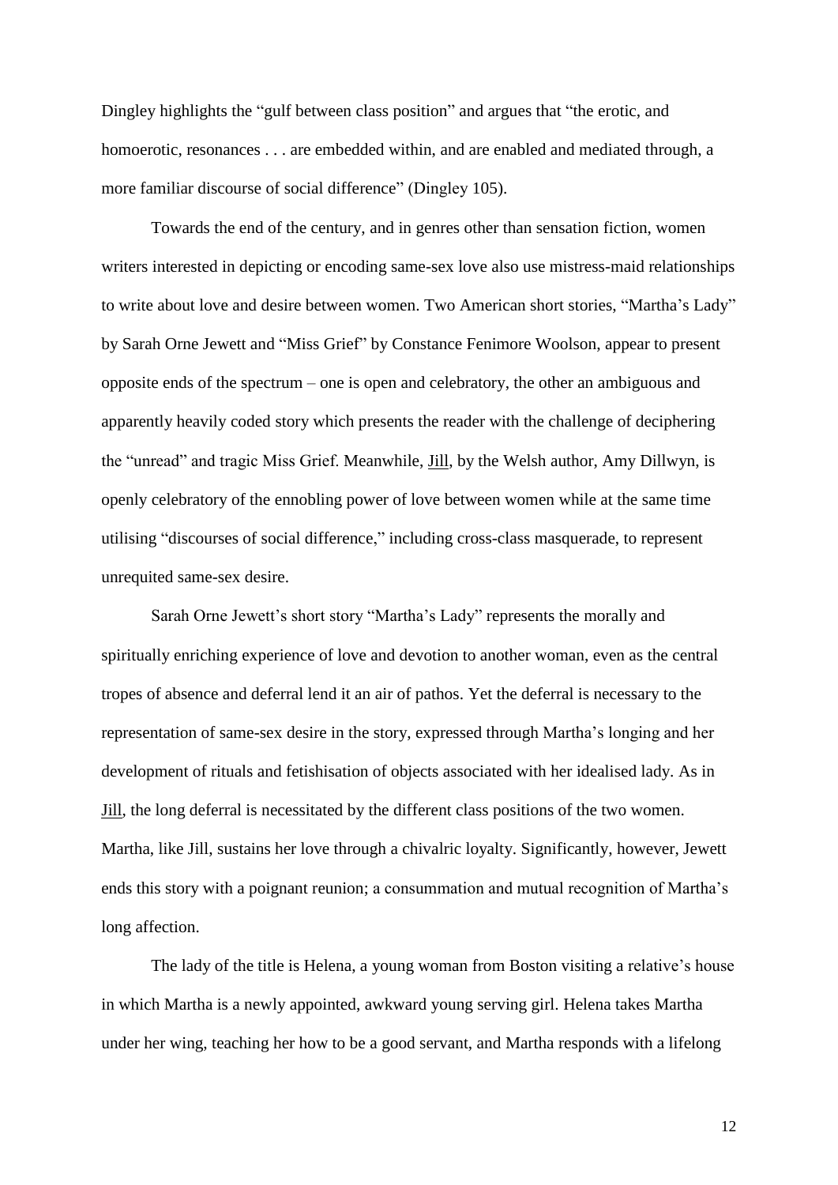Dingley highlights the "gulf between class position" and argues that "the erotic, and homoerotic, resonances . . . are embedded within, and are enabled and mediated through, a more familiar discourse of social difference" (Dingley 105).

Towards the end of the century, and in genres other than sensation fiction, women writers interested in depicting or encoding same-sex love also use mistress-maid relationships to write about love and desire between women. Two American short stories, "Martha's Lady" by Sarah Orne Jewett and "Miss Grief" by Constance Fenimore Woolson, appear to present opposite ends of the spectrum – one is open and celebratory, the other an ambiguous and apparently heavily coded story which presents the reader with the challenge of deciphering the "unread" and tragic Miss Grief. Meanwhile, Jill, by the Welsh author, Amy Dillwyn, is openly celebratory of the ennobling power of love between women while at the same time utilising "discourses of social difference," including cross-class masquerade, to represent unrequited same-sex desire.

Sarah Orne Jewett's short story "Martha's Lady" represents the morally and spiritually enriching experience of love and devotion to another woman, even as the central tropes of absence and deferral lend it an air of pathos. Yet the deferral is necessary to the representation of same-sex desire in the story, expressed through Martha's longing and her development of rituals and fetishisation of objects associated with her idealised lady. As in Jill, the long deferral is necessitated by the different class positions of the two women. Martha, like Jill, sustains her love through a chivalric loyalty. Significantly, however, Jewett ends this story with a poignant reunion; a consummation and mutual recognition of Martha's long affection.

The lady of the title is Helena, a young woman from Boston visiting a relative's house in which Martha is a newly appointed, awkward young serving girl. Helena takes Martha under her wing, teaching her how to be a good servant, and Martha responds with a lifelong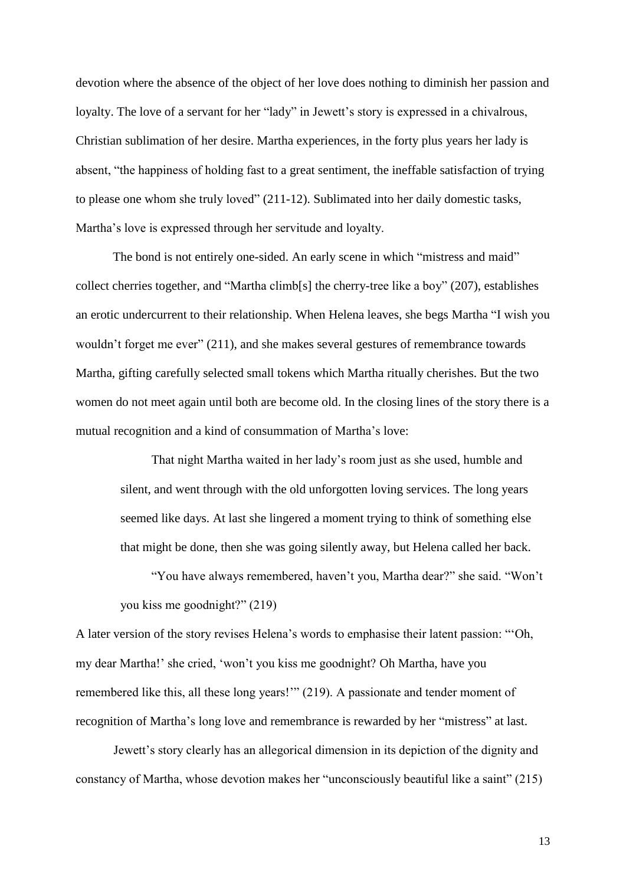devotion where the absence of the object of her love does nothing to diminish her passion and loyalty. The love of a servant for her "lady" in Jewett's story is expressed in a chivalrous, Christian sublimation of her desire. Martha experiences, in the forty plus years her lady is absent, "the happiness of holding fast to a great sentiment, the ineffable satisfaction of trying to please one whom she truly loved" (211-12). Sublimated into her daily domestic tasks, Martha's love is expressed through her servitude and loyalty.

The bond is not entirely one-sided. An early scene in which "mistress and maid" collect cherries together, and "Martha climb[s] the cherry-tree like a boy" (207), establishes an erotic undercurrent to their relationship. When Helena leaves, she begs Martha "I wish you wouldn't forget me ever" (211), and she makes several gestures of remembrance towards Martha, gifting carefully selected small tokens which Martha ritually cherishes. But the two women do not meet again until both are become old. In the closing lines of the story there is a mutual recognition and a kind of consummation of Martha's love:

> That night Martha waited in her lady's room just as she used, humble and silent, and went through with the old unforgotten loving services. The long years seemed like days. At last she lingered a moment trying to think of something else that might be done, then she was going silently away, but Helena called her back.
>
> "You have always remembered, haven't you, Martha dear?" she said. "Won't you kiss me goodnight?" (219)

A later version of the story revises Helena's words to emphasise their latent passion: "'Oh, my dear Martha!' she cried, 'won't you kiss me goodnight? Oh Martha, have you remembered like this, all these long years!'" (219). A passionate and tender moment of recognition of Martha's long love and remembrance is rewarded by her "mistress" at last.

Jewett's story clearly has an allegorical dimension in its depiction of the dignity and constancy of Martha, whose devotion makes her "unconsciously beautiful like a saint" (215)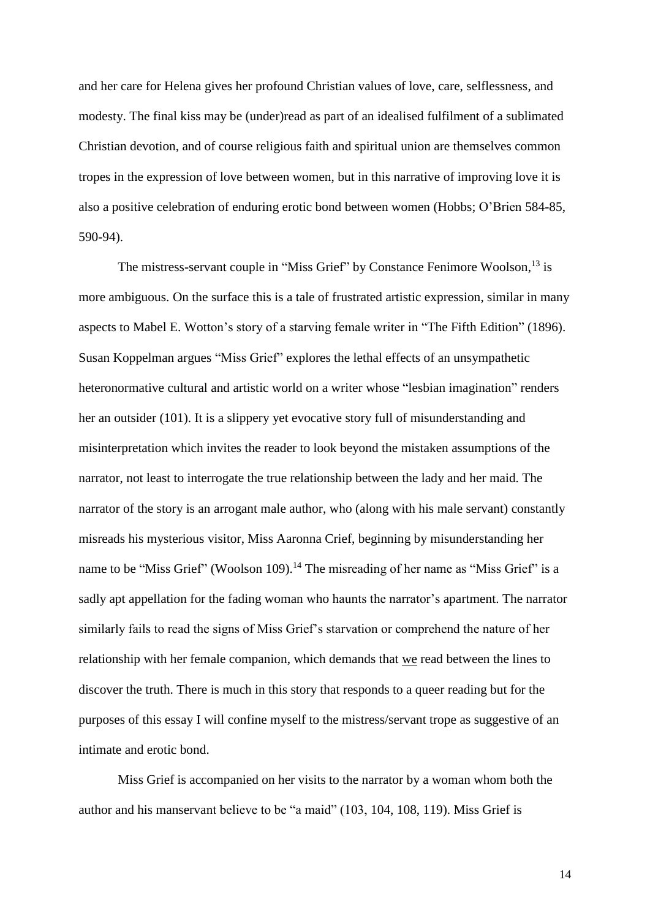and her care for Helena gives her profound Christian values of love, care, selflessness, and modesty. The final kiss may be (under)read as part of an idealised fulfilment of a sublimated Christian devotion, and of course religious faith and spiritual union are themselves common tropes in the expression of love between women, but in this narrative of improving love it is also a positive celebration of enduring erotic bond between women (Hobbs; O'Brien 584-85, 590-94).

The mistress-servant couple in "Miss Grief" by Constance Fenimore Woolson,[13] is more ambiguous. On the surface this is a tale of frustrated artistic expression, similar in many aspects to Mabel E. Wotton's story of a starving female writer in "The Fifth Edition" (1896). Susan Koppelman argues "Miss Grief" explores the lethal effects of an unsympathetic heteronormative cultural and artistic world on a writer whose "lesbian imagination" renders her an outsider (101). It is a slippery yet evocative story full of misunderstanding and misinterpretation which invites the reader to look beyond the mistaken assumptions of the narrator, not least to interrogate the true relationship between the lady and her maid. The narrator of the story is an arrogant male author, who (along with his male servant) constantly misreads his mysterious visitor, Miss Aaronna Crief, beginning by misunderstanding her name to be "Miss Grief" (Woolson 109).[14] The misreading of her name as "Miss Grief" is a sadly apt appellation for the fading woman who haunts the narrator's apartment. The narrator similarly fails to read the signs of Miss Grief's starvation or comprehend the nature of her relationship with her female companion, which demands that <u>we</u> read between the lines to discover the truth. There is much in this story that responds to a queer reading but for the purposes of this essay I will confine myself to the mistress/servant trope as suggestive of an intimate and erotic bond.

Miss Grief is accompanied on her visits to the narrator by a woman whom both the author and his manservant believe to be "a maid" (103, 104, 108, 119). Miss Grief is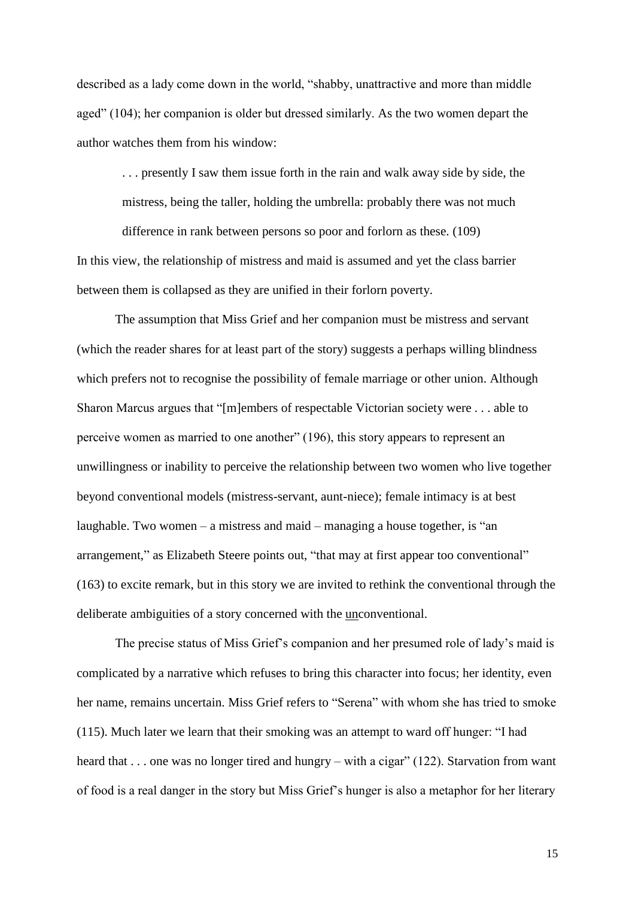described as a lady come down in the world, "shabby, unattractive and more than middle aged" (104); her companion is older but dressed similarly. As the two women depart the author watches them from his window:

> . . . presently I saw them issue forth in the rain and walk away side by side, the mistress, being the taller, holding the umbrella: probably there was not much difference in rank between persons so poor and forlorn as these. (109)

In this view, the relationship of mistress and maid is assumed and yet the class barrier between them is collapsed as they are unified in their forlorn poverty.

The assumption that Miss Grief and her companion must be mistress and servant (which the reader shares for at least part of the story) suggests a perhaps willing blindness which prefers not to recognise the possibility of female marriage or other union. Although Sharon Marcus argues that "[m]embers of respectable Victorian society were . . . able to perceive women as married to one another" (196), this story appears to represent an unwillingness or inability to perceive the relationship between two women who live together beyond conventional models (mistress-servant, aunt-niece); female intimacy is at best laughable. Two women – a mistress and maid – managing a house together, is "an arrangement," as Elizabeth Steere points out, "that may at first appear too conventional" (163) to excite remark, but in this story we are invited to rethink the conventional through the deliberate ambiguities of a story concerned with the <u>un</u>conventional.

The precise status of Miss Grief's companion and her presumed role of lady's maid is complicated by a narrative which refuses to bring this character into focus; her identity, even her name, remains uncertain. Miss Grief refers to "Serena" with whom she has tried to smoke (115). Much later we learn that their smoking was an attempt to ward off hunger: "I had heard that . . . one was no longer tired and hungry – with a cigar" (122). Starvation from want of food is a real danger in the story but Miss Grief's hunger is also a metaphor for her literary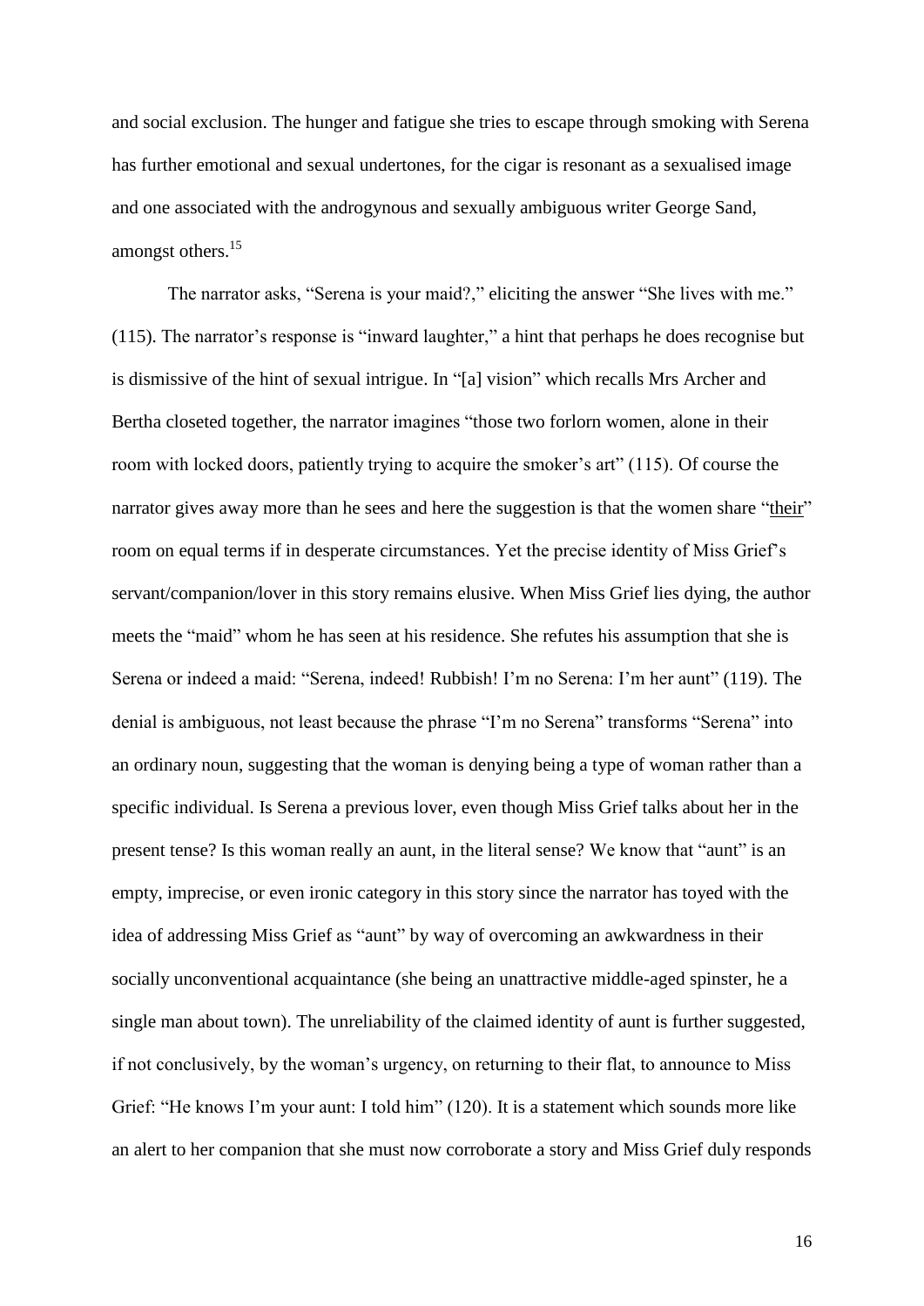and social exclusion. The hunger and fatigue she tries to escape through smoking with Serena has further emotional and sexual undertones, for the cigar is resonant as a sexualised image and one associated with the androgynous and sexually ambiguous writer George Sand, amongst others.[15]

The narrator asks, "Serena is your maid?," eliciting the answer "She lives with me." (115). The narrator's response is "inward laughter," a hint that perhaps he does recognise but is dismissive of the hint of sexual intrigue. In "[a] vision" which recalls Mrs Archer and Bertha closeted together, the narrator imagines "those two forlorn women, alone in their room with locked doors, patiently trying to acquire the smoker's art" (115). Of course the narrator gives away more than he sees and here the suggestion is that the women share "<u>their</u>" room on equal terms if in desperate circumstances. Yet the precise identity of Miss Grief's servant/companion/lover in this story remains elusive. When Miss Grief lies dying, the author meets the "maid" whom he has seen at his residence. She refutes his assumption that she is Serena or indeed a maid: "Serena, indeed! Rubbish! I'm no Serena: I'm her aunt" (119). The denial is ambiguous, not least because the phrase "I'm no Serena" transforms "Serena" into an ordinary noun, suggesting that the woman is denying being a type of woman rather than a specific individual. Is Serena a previous lover, even though Miss Grief talks about her in the present tense? Is this woman really an aunt, in the literal sense? We know that "aunt" is an empty, imprecise, or even ironic category in this story since the narrator has toyed with the idea of addressing Miss Grief as "aunt" by way of overcoming an awkwardness in their socially unconventional acquaintance (she being an unattractive middle-aged spinster, he a single man about town). The unreliability of the claimed identity of aunt is further suggested, if not conclusively, by the woman's urgency, on returning to their flat, to announce to Miss Grief: "He knows I'm your aunt: I told him" (120). It is a statement which sounds more like an alert to her companion that she must now corroborate a story and Miss Grief duly responds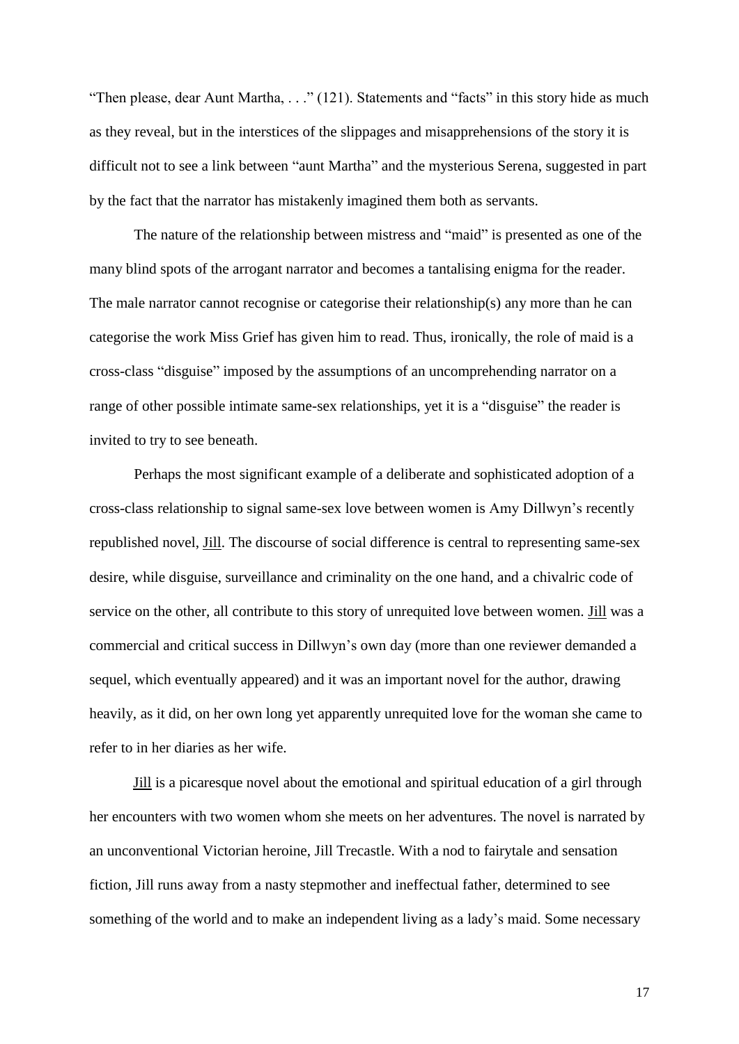"Then please, dear Aunt Martha, . . ." (121). Statements and "facts" in this story hide as much as they reveal, but in the interstices of the slippages and misapprehensions of the story it is difficult not to see a link between "aunt Martha" and the mysterious Serena, suggested in part by the fact that the narrator has mistakenly imagined them both as servants.

The nature of the relationship between mistress and "maid" is presented as one of the many blind spots of the arrogant narrator and becomes a tantalising enigma for the reader. The male narrator cannot recognise or categorise their relationship(s) any more than he can categorise the work Miss Grief has given him to read. Thus, ironically, the role of maid is a cross-class "disguise" imposed by the assumptions of an uncomprehending narrator on a range of other possible intimate same-sex relationships, yet it is a "disguise" the reader is invited to try to see beneath.

Perhaps the most significant example of a deliberate and sophisticated adoption of a cross-class relationship to signal same-sex love between women is Amy Dillwyn's recently republished novel, Jill. The discourse of social difference is central to representing same-sex desire, while disguise, surveillance and criminality on the one hand, and a chivalric code of service on the other, all contribute to this story of unrequited love between women. Jill was a commercial and critical success in Dillwyn's own day (more than one reviewer demanded a sequel, which eventually appeared) and it was an important novel for the author, drawing heavily, as it did, on her own long yet apparently unrequited love for the woman she came to refer to in her diaries as her wife.

Jill is a picaresque novel about the emotional and spiritual education of a girl through her encounters with two women whom she meets on her adventures. The novel is narrated by an unconventional Victorian heroine, Jill Trecastle. With a nod to fairytale and sensation fiction, Jill runs away from a nasty stepmother and ineffectual father, determined to see something of the world and to make an independent living as a lady's maid. Some necessary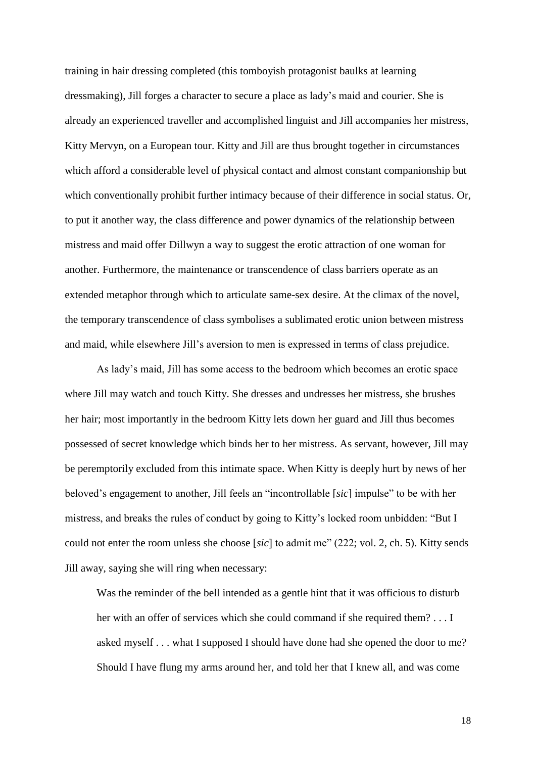training in hair dressing completed (this tomboyish protagonist baulks at learning dressmaking), Jill forges a character to secure a place as lady's maid and courier. She is already an experienced traveller and accomplished linguist and Jill accompanies her mistress, Kitty Mervyn, on a European tour. Kitty and Jill are thus brought together in circumstances which afford a considerable level of physical contact and almost constant companionship but which conventionally prohibit further intimacy because of their difference in social status. Or, to put it another way, the class difference and power dynamics of the relationship between mistress and maid offer Dillwyn a way to suggest the erotic attraction of one woman for another. Furthermore, the maintenance or transcendence of class barriers operate as an extended metaphor through which to articulate same-sex desire. At the climax of the novel, the temporary transcendence of class symbolises a sublimated erotic union between mistress and maid, while elsewhere Jill's aversion to men is expressed in terms of class prejudice.

As lady's maid, Jill has some access to the bedroom which becomes an erotic space where Jill may watch and touch Kitty. She dresses and undresses her mistress, she brushes her hair; most importantly in the bedroom Kitty lets down her guard and Jill thus becomes possessed of secret knowledge which binds her to her mistress. As servant, however, Jill may be peremptorily excluded from this intimate space. When Kitty is deeply hurt by news of her beloved's engagement to another, Jill feels an "incontrollable [*sic*] impulse" to be with her mistress, and breaks the rules of conduct by going to Kitty's locked room unbidden: "But I could not enter the room unless she choose [*sic*] to admit me" (222; vol. 2, ch. 5). Kitty sends Jill away, saying she will ring when necessary:

> Was the reminder of the bell intended as a gentle hint that it was officious to disturb her with an offer of services which she could command if she required them? . . . I asked myself . . . what I supposed I should have done had she opened the door to me? Should I have flung my arms around her, and told her that I knew all, and was come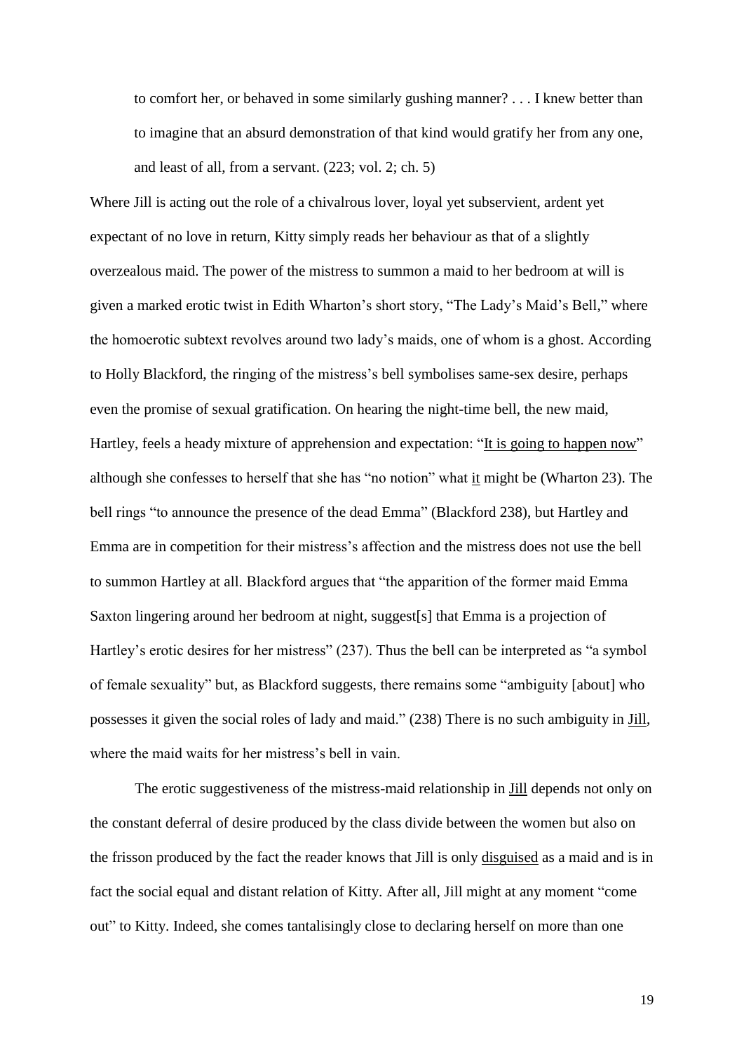> to comfort her, or behaved in some similarly gushing manner? . . . I knew better than to imagine that an absurd demonstration of that kind would gratify her from any one, and least of all, from a servant. (223; vol. 2; ch. 5)

Where Jill is acting out the role of a chivalrous lover, loyal yet subservient, ardent yet expectant of no love in return, Kitty simply reads her behaviour as that of a slightly overzealous maid. The power of the mistress to summon a maid to her bedroom at will is given a marked erotic twist in Edith Wharton's short story, "The Lady's Maid's Bell," where the homoerotic subtext revolves around two lady's maids, one of whom is a ghost. According to Holly Blackford, the ringing of the mistress's bell symbolises same-sex desire, perhaps even the promise of sexual gratification. On hearing the night-time bell, the new maid, Hartley, feels a heady mixture of apprehension and expectation: "<u>It is going to happen now</u>" although she confesses to herself that she has "no notion" what <u>it</u> might be (Wharton 23). The bell rings "to announce the presence of the dead Emma" (Blackford 238), but Hartley and Emma are in competition for their mistress's affection and the mistress does not use the bell to summon Hartley at all. Blackford argues that "the apparition of the former maid Emma Saxton lingering around her bedroom at night, suggest[s] that Emma is a projection of Hartley's erotic desires for her mistress" (237). Thus the bell can be interpreted as "a symbol of female sexuality" but, as Blackford suggests, there remains some "ambiguity [about] who possesses it given the social roles of lady and maid." (238) There is no such ambiguity in <u>Jill</u>, where the maid waits for her mistress's bell in vain.

The erotic suggestiveness of the mistress-maid relationship in <u>Jill</u> depends not only on the constant deferral of desire produced by the class divide between the women but also on the frisson produced by the fact the reader knows that Jill is only <u>disguised</u> as a maid and is in fact the social equal and distant relation of Kitty. After all, Jill might at any moment "come out" to Kitty. Indeed, she comes tantalisingly close to declaring herself on more than one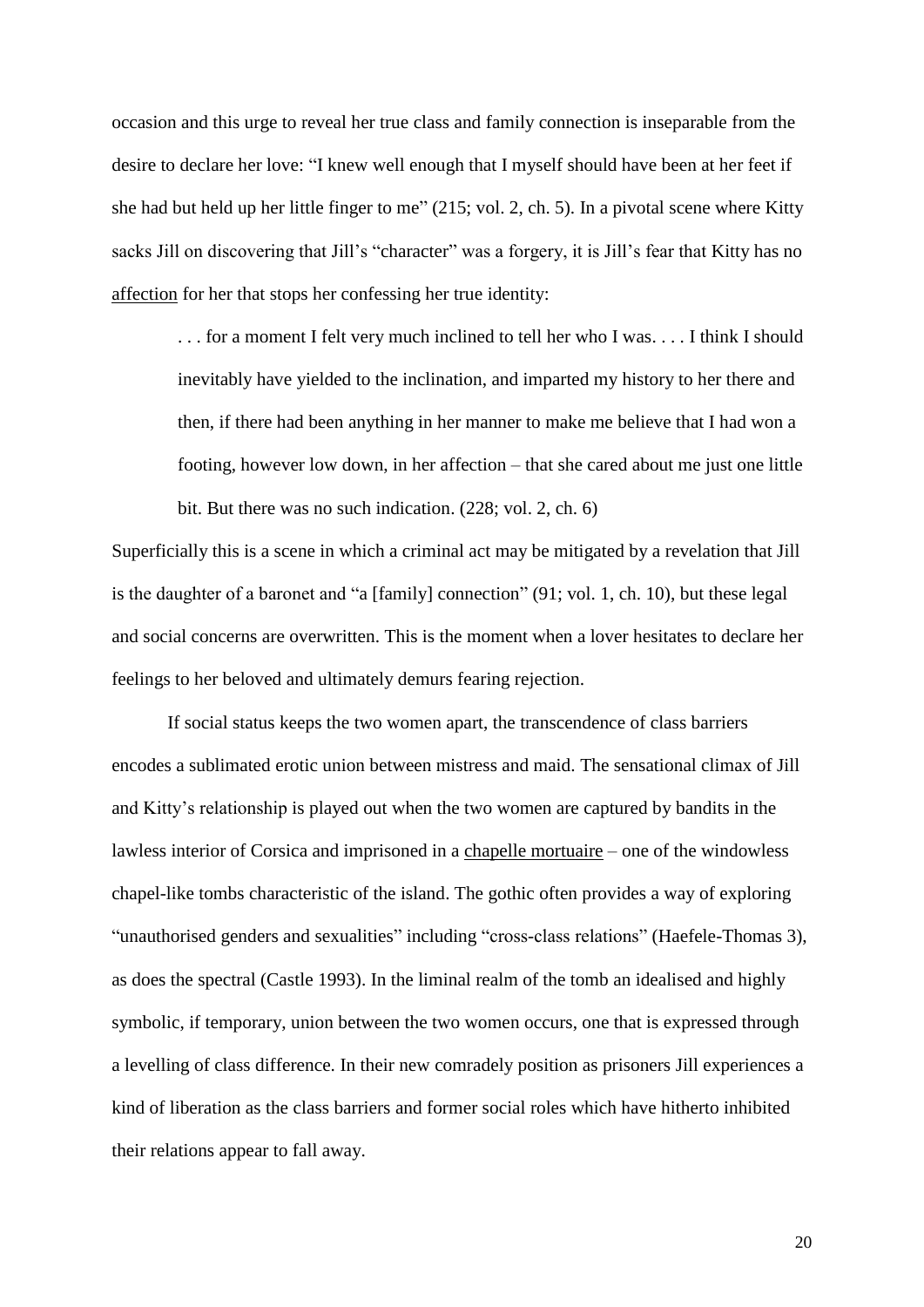occasion and this urge to reveal her true class and family connection is inseparable from the desire to declare her love: "I knew well enough that I myself should have been at her feet if she had but held up her little finger to me" (215; vol. 2, ch. 5). In a pivotal scene where Kitty sacks Jill on discovering that Jill's "character" was a forgery, it is Jill's fear that Kitty has no affection for her that stops her confessing her true identity:

> . . . for a moment I felt very much inclined to tell her who I was. . . . I think I should inevitably have yielded to the inclination, and imparted my history to her there and then, if there had been anything in her manner to make me believe that I had won a footing, however low down, in her affection – that she cared about me just one little bit. But there was no such indication. (228; vol. 2, ch. 6)

Superficially this is a scene in which a criminal act may be mitigated by a revelation that Jill is the daughter of a baronet and "a [family] connection" (91; vol. 1, ch. 10), but these legal and social concerns are overwritten. This is the moment when a lover hesitates to declare her feelings to her beloved and ultimately demurs fearing rejection.

If social status keeps the two women apart, the transcendence of class barriers encodes a sublimated erotic union between mistress and maid. The sensational climax of Jill and Kitty's relationship is played out when the two women are captured by bandits in the lawless interior of Corsica and imprisoned in a chapelle mortuaire – one of the windowless chapel-like tombs characteristic of the island. The gothic often provides a way of exploring "unauthorised genders and sexualities" including "cross-class relations" (Haefele-Thomas 3), as does the spectral (Castle 1993). In the liminal realm of the tomb an idealised and highly symbolic, if temporary, union between the two women occurs, one that is expressed through a levelling of class difference. In their new comradely position as prisoners Jill experiences a kind of liberation as the class barriers and former social roles which have hitherto inhibited their relations appear to fall away.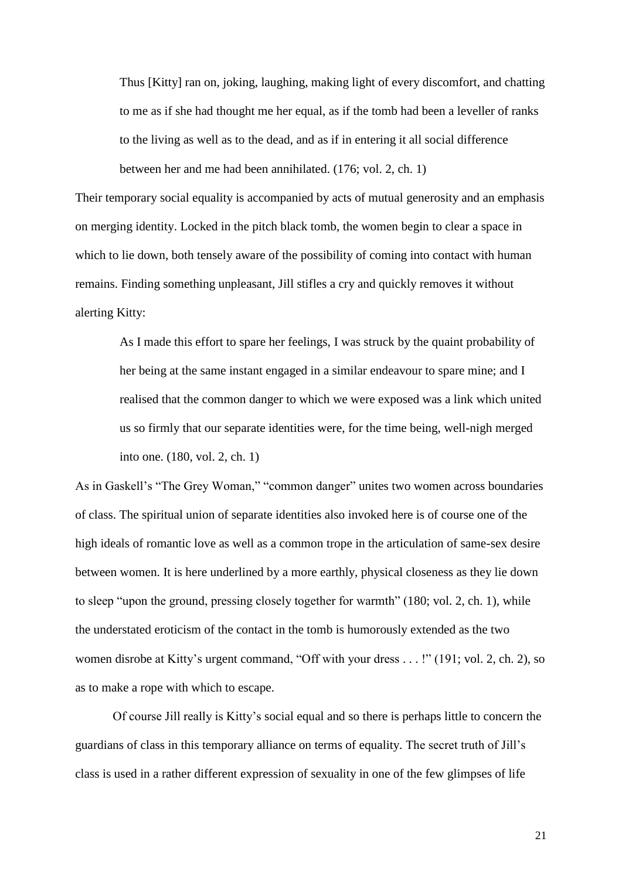> Thus [Kitty] ran on, joking, laughing, making light of every discomfort, and chatting to me as if she had thought me her equal, as if the tomb had been a leveller of ranks to the living as well as to the dead, and as if in entering it all social difference between her and me had been annihilated. (176; vol. 2, ch. 1)

Their temporary social equality is accompanied by acts of mutual generosity and an emphasis on merging identity. Locked in the pitch black tomb, the women begin to clear a space in which to lie down, both tensely aware of the possibility of coming into contact with human remains. Finding something unpleasant, Jill stifles a cry and quickly removes it without alerting Kitty:

> As I made this effort to spare her feelings, I was struck by the quaint probability of her being at the same instant engaged in a similar endeavour to spare mine; and I realised that the common danger to which we were exposed was a link which united us so firmly that our separate identities were, for the time being, well-nigh merged into one. (180, vol. 2, ch. 1)

As in Gaskell's "The Grey Woman," "common danger" unites two women across boundaries of class. The spiritual union of separate identities also invoked here is of course one of the high ideals of romantic love as well as a common trope in the articulation of same-sex desire between women. It is here underlined by a more earthly, physical closeness as they lie down to sleep "upon the ground, pressing closely together for warmth" (180; vol. 2, ch. 1), while the understated eroticism of the contact in the tomb is humorously extended as the two women disrobe at Kitty's urgent command, "Off with your dress . . . !" (191; vol. 2, ch. 2), so as to make a rope with which to escape.

Of course Jill really is Kitty's social equal and so there is perhaps little to concern the guardians of class in this temporary alliance on terms of equality. The secret truth of Jill's class is used in a rather different expression of sexuality in one of the few glimpses of life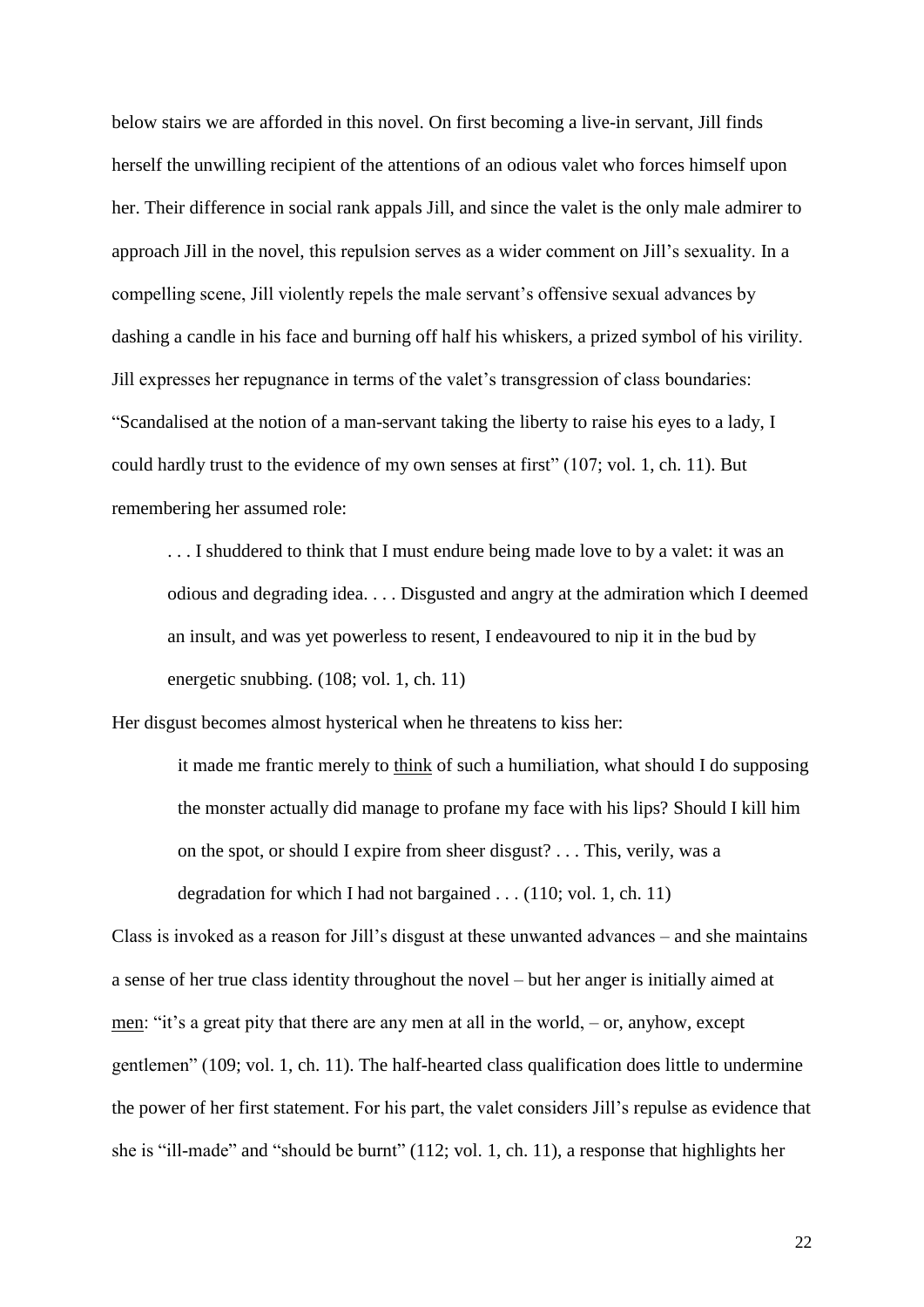below stairs we are afforded in this novel. On first becoming a live-in servant, Jill finds herself the unwilling recipient of the attentions of an odious valet who forces himself upon her. Their difference in social rank appals Jill, and since the valet is the only male admirer to approach Jill in the novel, this repulsion serves as a wider comment on Jill's sexuality. In a compelling scene, Jill violently repels the male servant's offensive sexual advances by dashing a candle in his face and burning off half his whiskers, a prized symbol of his virility. Jill expresses her repugnance in terms of the valet's transgression of class boundaries: "Scandalised at the notion of a man-servant taking the liberty to raise his eyes to a lady, I could hardly trust to the evidence of my own senses at first" (107; vol. 1, ch. 11). But remembering her assumed role:

> . . . I shuddered to think that I must endure being made love to by a valet: it was an odious and degrading idea. . . . Disgusted and angry at the admiration which I deemed an insult, and was yet powerless to resent, I endeavoured to nip it in the bud by energetic snubbing. (108; vol. 1, ch. 11)

Her disgust becomes almost hysterical when he threatens to kiss her:

> it made me frantic merely to <u>think</u> of such a humiliation, what should I do supposing the monster actually did manage to profane my face with his lips? Should I kill him on the spot, or should I expire from sheer disgust? . . . This, verily, was a degradation for which I had not bargained . . . (110; vol. 1, ch. 11)

Class is invoked as a reason for Jill's disgust at these unwanted advances – and she maintains a sense of her true class identity throughout the novel – but her anger is initially aimed at <u>men</u>: "it's a great pity that there are any men at all in the world, – or, anyhow, except gentlemen" (109; vol. 1, ch. 11). The half-hearted class qualification does little to undermine the power of her first statement. For his part, the valet considers Jill's repulse as evidence that she is "ill-made" and "should be burnt" (112; vol. 1, ch. 11), a response that highlights her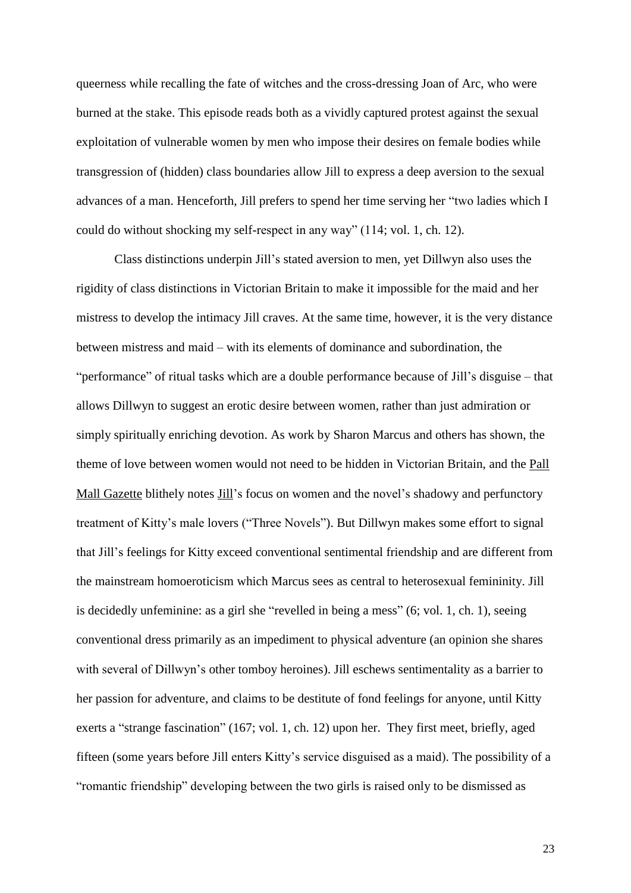queerness while recalling the fate of witches and the cross-dressing Joan of Arc, who were burned at the stake. This episode reads both as a vividly captured protest against the sexual exploitation of vulnerable women by men who impose their desires on female bodies while transgression of (hidden) class boundaries allow Jill to express a deep aversion to the sexual advances of a man. Henceforth, Jill prefers to spend her time serving her "two ladies which I could do without shocking my self-respect in any way" (114; vol. 1, ch. 12).

Class distinctions underpin Jill's stated aversion to men, yet Dillwyn also uses the rigidity of class distinctions in Victorian Britain to make it impossible for the maid and her mistress to develop the intimacy Jill craves. At the same time, however, it is the very distance between mistress and maid – with its elements of dominance and subordination, the "performance" of ritual tasks which are a double performance because of Jill's disguise – that allows Dillwyn to suggest an erotic desire between women, rather than just admiration or simply spiritually enriching devotion. As work by Sharon Marcus and others has shown, the theme of love between women would not need to be hidden in Victorian Britain, and the Pall Mall Gazette blithely notes Jill's focus on women and the novel's shadowy and perfunctory treatment of Kitty's male lovers ("Three Novels"). But Dillwyn makes some effort to signal that Jill's feelings for Kitty exceed conventional sentimental friendship and are different from the mainstream homoeroticism which Marcus sees as central to heterosexual femininity. Jill is decidedly unfeminine: as a girl she "revelled in being a mess" (6; vol. 1, ch. 1), seeing conventional dress primarily as an impediment to physical adventure (an opinion she shares with several of Dillwyn's other tomboy heroines). Jill eschews sentimentality as a barrier to her passion for adventure, and claims to be destitute of fond feelings for anyone, until Kitty exerts a "strange fascination" (167; vol. 1, ch. 12) upon her. They first meet, briefly, aged fifteen (some years before Jill enters Kitty's service disguised as a maid). The possibility of a "romantic friendship" developing between the two girls is raised only to be dismissed as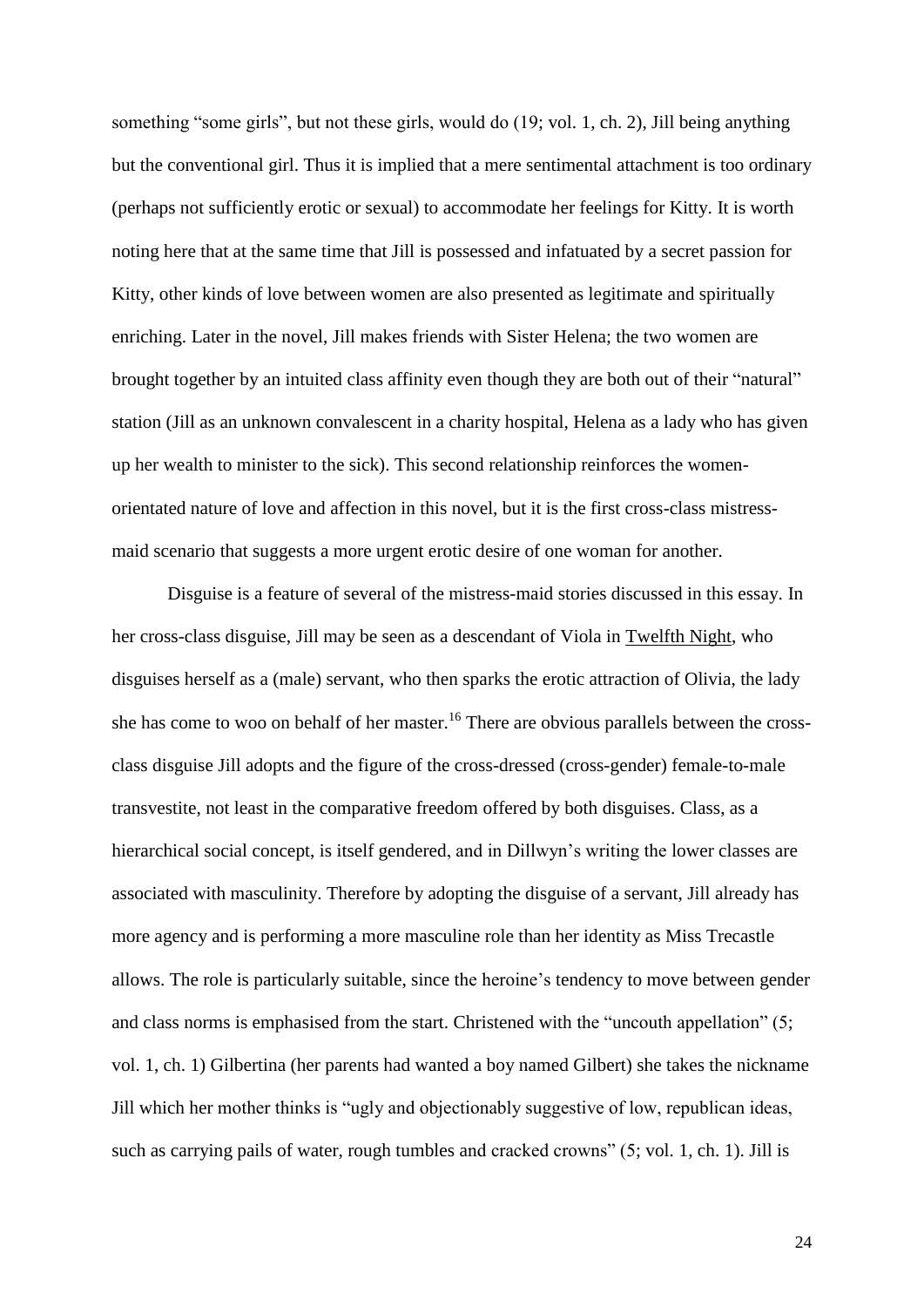something "some girls", but not these girls, would do (19; vol. 1, ch. 2), Jill being anything but the conventional girl. Thus it is implied that a mere sentimental attachment is too ordinary (perhaps not sufficiently erotic or sexual) to accommodate her feelings for Kitty. It is worth noting here that at the same time that Jill is possessed and infatuated by a secret passion for Kitty, other kinds of love between women are also presented as legitimate and spiritually enriching. Later in the novel, Jill makes friends with Sister Helena; the two women are brought together by an intuited class affinity even though they are both out of their "natural" station (Jill as an unknown convalescent in a charity hospital, Helena as a lady who has given up her wealth to minister to the sick). This second relationship reinforces the women-orientated nature of love and affection in this novel, but it is the first cross-class mistress-maid scenario that suggests a more urgent erotic desire of one woman for another.

Disguise is a feature of several of the mistress-maid stories discussed in this essay. In her cross-class disguise, Jill may be seen as a descendant of Viola in Twelfth Night, who disguises herself as a (male) servant, who then sparks the erotic attraction of Olivia, the lady she has come to woo on behalf of her master.[16] There are obvious parallels between the cross-class disguise Jill adopts and the figure of the cross-dressed (cross-gender) female-to-male transvestite, not least in the comparative freedom offered by both disguises. Class, as a hierarchical social concept, is itself gendered, and in Dillwyn's writing the lower classes are associated with masculinity. Therefore by adopting the disguise of a servant, Jill already has more agency and is performing a more masculine role than her identity as Miss Trecastle allows. The role is particularly suitable, since the heroine's tendency to move between gender and class norms is emphasised from the start. Christened with the "uncouth appellation" (5; vol. 1, ch. 1) Gilbertina (her parents had wanted a boy named Gilbert) she takes the nickname Jill which her mother thinks is "ugly and objectionably suggestive of low, republican ideas, such as carrying pails of water, rough tumbles and cracked crowns" (5; vol. 1, ch. 1). Jill is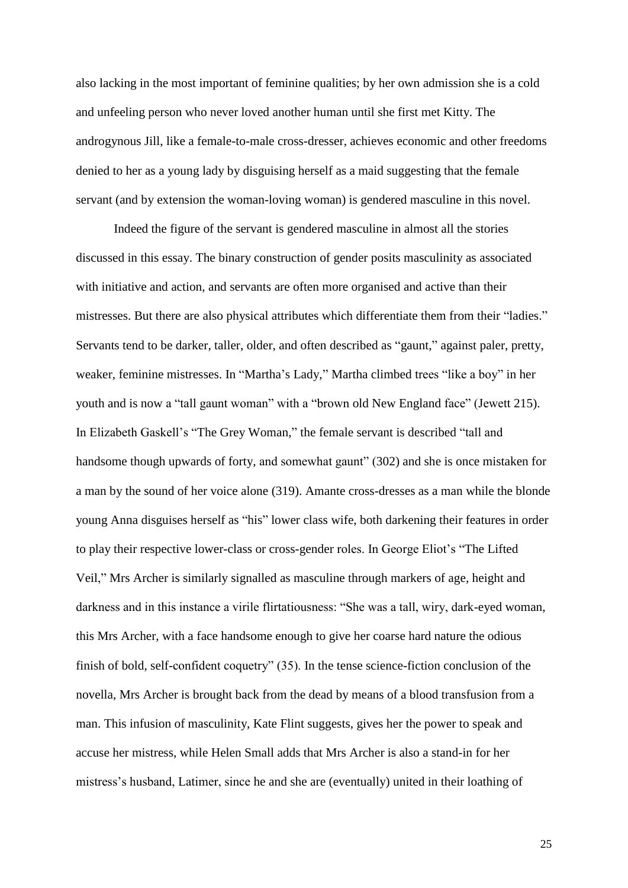also lacking in the most important of feminine qualities; by her own admission she is a cold and unfeeling person who never loved another human until she first met Kitty. The androgynous Jill, like a female-to-male cross-dresser, achieves economic and other freedoms denied to her as a young lady by disguising herself as a maid suggesting that the female servant (and by extension the woman-loving woman) is gendered masculine in this novel.

Indeed the figure of the servant is gendered masculine in almost all the stories discussed in this essay. The binary construction of gender posits masculinity as associated with initiative and action, and servants are often more organised and active than their mistresses. But there are also physical attributes which differentiate them from their "ladies." Servants tend to be darker, taller, older, and often described as "gaunt," against paler, pretty, weaker, feminine mistresses. In "Martha's Lady," Martha climbed trees "like a boy" in her youth and is now a "tall gaunt woman" with a "brown old New England face" (Jewett 215). In Elizabeth Gaskell's "The Grey Woman," the female servant is described "tall and handsome though upwards of forty, and somewhat gaunt" (302) and she is once mistaken for a man by the sound of her voice alone (319). Amante cross-dresses as a man while the blonde young Anna disguises herself as "his" lower class wife, both darkening their features in order to play their respective lower-class or cross-gender roles. In George Eliot's "The Lifted Veil," Mrs Archer is similarly signalled as masculine through markers of age, height and darkness and in this instance a virile flirtatiousness: "She was a tall, wiry, dark-eyed woman, this Mrs Archer, with a face handsome enough to give her coarse hard nature the odious finish of bold, self-confident coquetry" (35). In the tense science-fiction conclusion of the novella, Mrs Archer is brought back from the dead by means of a blood transfusion from a man. This infusion of masculinity, Kate Flint suggests, gives her the power to speak and accuse her mistress, while Helen Small adds that Mrs Archer is also a stand-in for her mistress's husband, Latimer, since he and she are (eventually) united in their loathing of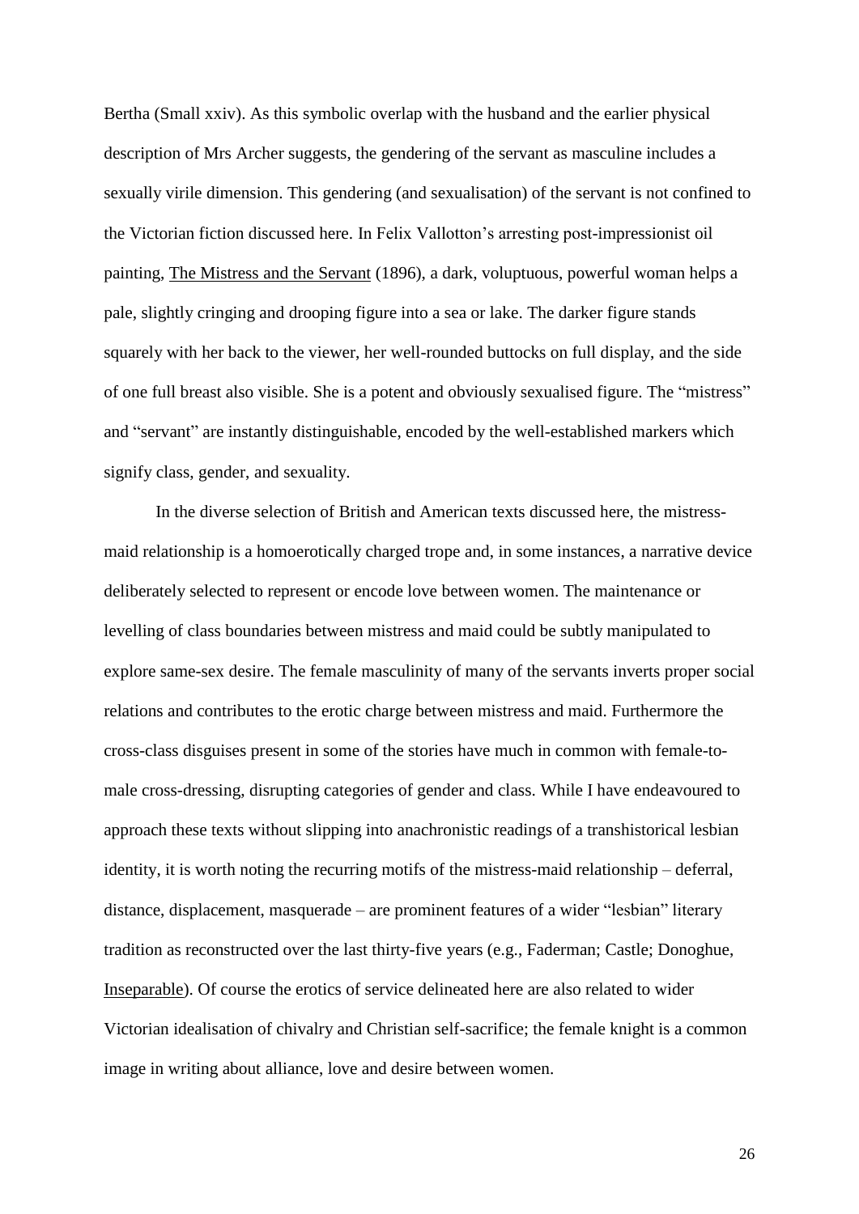Bertha (Small xxiv). As this symbolic overlap with the husband and the earlier physical description of Mrs Archer suggests, the gendering of the servant as masculine includes a sexually virile dimension. This gendering (and sexualisation) of the servant is not confined to the Victorian fiction discussed here. In Felix Vallotton's arresting post-impressionist oil painting, The Mistress and the Servant (1896), a dark, voluptuous, powerful woman helps a pale, slightly cringing and drooping figure into a sea or lake. The darker figure stands squarely with her back to the viewer, her well-rounded buttocks on full display, and the side of one full breast also visible. She is a potent and obviously sexualised figure. The "mistress" and "servant" are instantly distinguishable, encoded by the well-established markers which signify class, gender, and sexuality.

In the diverse selection of British and American texts discussed here, the mistress-maid relationship is a homoerotically charged trope and, in some instances, a narrative device deliberately selected to represent or encode love between women. The maintenance or levelling of class boundaries between mistress and maid could be subtly manipulated to explore same-sex desire. The female masculinity of many of the servants inverts proper social relations and contributes to the erotic charge between mistress and maid. Furthermore the cross-class disguises present in some of the stories have much in common with female-to-male cross-dressing, disrupting categories of gender and class. While I have endeavoured to approach these texts without slipping into anachronistic readings of a transhistorical lesbian identity, it is worth noting the recurring motifs of the mistress-maid relationship – deferral, distance, displacement, masquerade – are prominent features of a wider "lesbian" literary tradition as reconstructed over the last thirty-five years (e.g., Faderman; Castle; Donoghue, Inseparable). Of course the erotics of service delineated here are also related to wider Victorian idealisation of chivalry and Christian self-sacrifice; the female knight is a common image in writing about alliance, love and desire between women.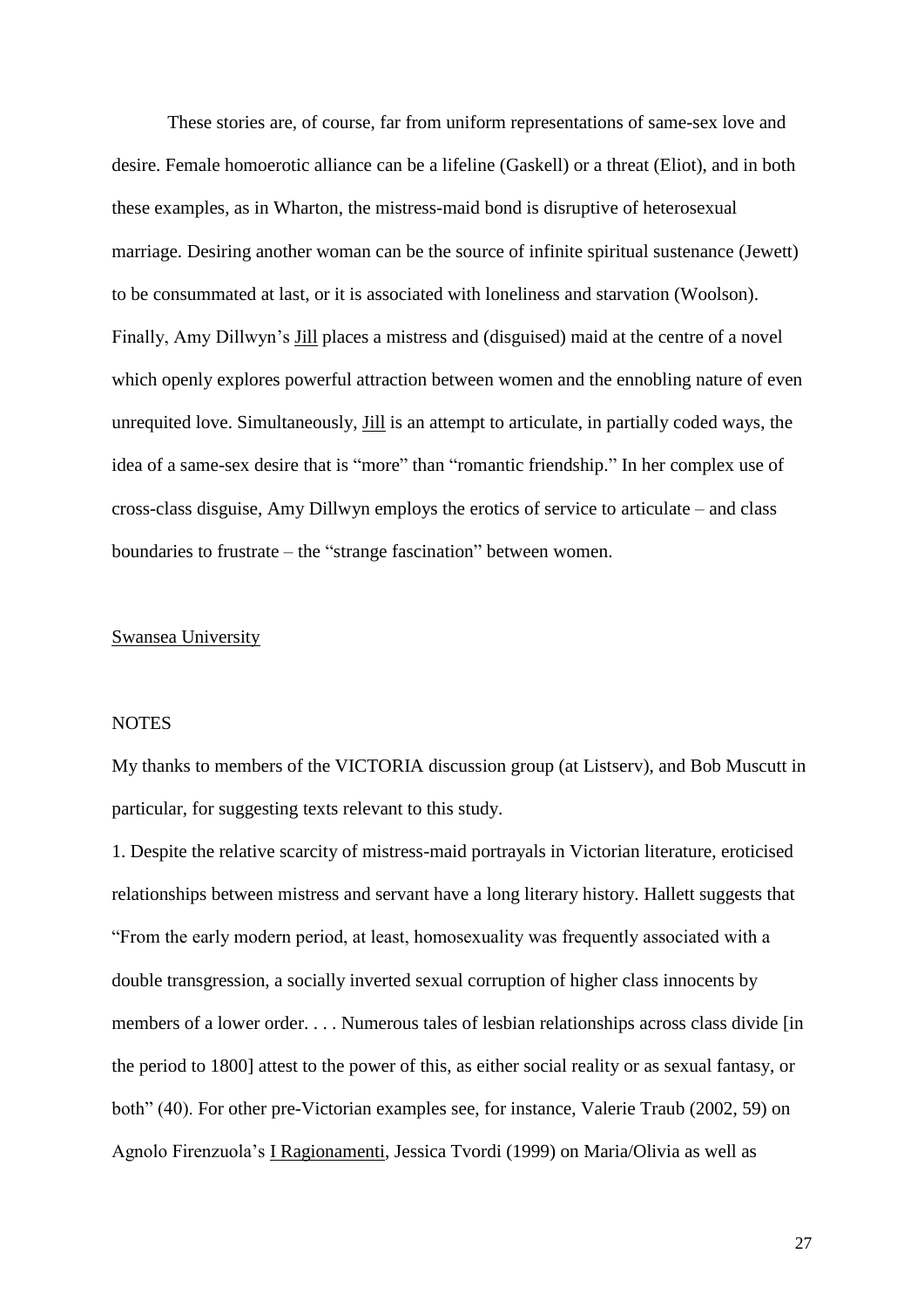These stories are, of course, far from uniform representations of same-sex love and desire. Female homoerotic alliance can be a lifeline (Gaskell) or a threat (Eliot), and in both these examples, as in Wharton, the mistress-maid bond is disruptive of heterosexual marriage. Desiring another woman can be the source of infinite spiritual sustenance (Jewett) to be consummated at last, or it is associated with loneliness and starvation (Woolson). Finally, Amy Dillwyn's Jill places a mistress and (disguised) maid at the centre of a novel which openly explores powerful attraction between women and the ennobling nature of even unrequited love. Simultaneously, Jill is an attempt to articulate, in partially coded ways, the idea of a same-sex desire that is "more" than "romantic friendship." In her complex use of cross-class disguise, Amy Dillwyn employs the erotics of service to articulate – and class boundaries to frustrate – the "strange fascination" between women.

Swansea University

NOTES

My thanks to members of the VICTORIA discussion group (at Listserv), and Bob Muscutt in particular, for suggesting texts relevant to this study.

1. Despite the relative scarcity of mistress-maid portrayals in Victorian literature, eroticised relationships between mistress and servant have a long literary history. Hallett suggests that "From the early modern period, at least, homosexuality was frequently associated with a double transgression, a socially inverted sexual corruption of higher class innocents by members of a lower order. . . . Numerous tales of lesbian relationships across class divide [in the period to 1800] attest to the power of this, as either social reality or as sexual fantasy, or both" (40). For other pre-Victorian examples see, for instance, Valerie Traub (2002, 59) on Agnolo Firenzuola's I Ragionamenti, Jessica Tvordi (1999) on Maria/Olivia as well as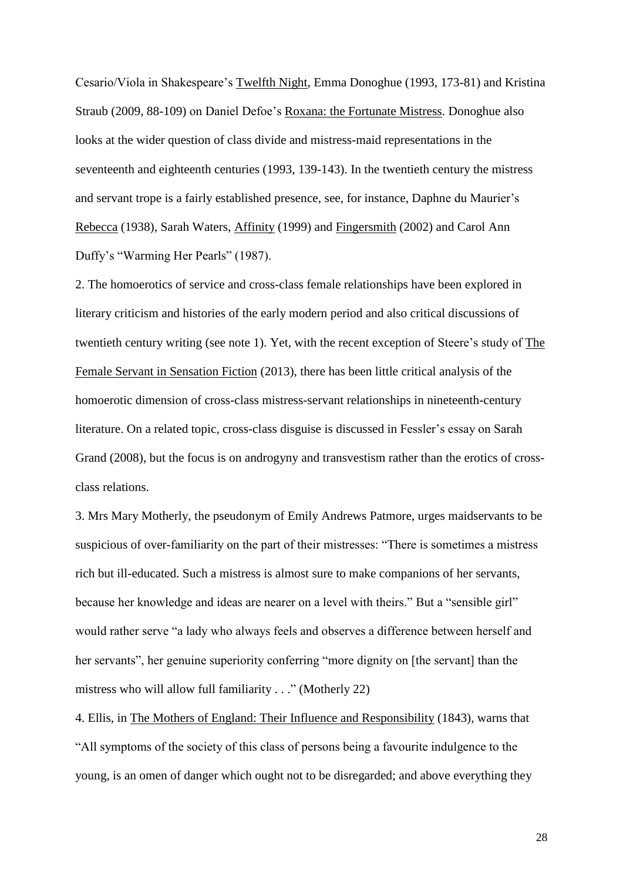Cesario/Viola in Shakespeare's Twelfth Night, Emma Donoghue (1993, 173-81) and Kristina Straub (2009, 88-109) on Daniel Defoe's Roxana: the Fortunate Mistress. Donoghue also looks at the wider question of class divide and mistress-maid representations in the seventeenth and eighteenth centuries (1993, 139-143). In the twentieth century the mistress and servant trope is a fairly established presence, see, for instance, Daphne du Maurier's Rebecca (1938), Sarah Waters, Affinity (1999) and Fingersmith (2002) and Carol Ann Duffy's "Warming Her Pearls" (1987).

2. The homoerotics of service and cross-class female relationships have been explored in literary criticism and histories of the early modern period and also critical discussions of twentieth century writing (see note 1). Yet, with the recent exception of Steere's study of The Female Servant in Sensation Fiction (2013), there has been little critical analysis of the homoerotic dimension of cross-class mistress-servant relationships in nineteenth-century literature. On a related topic, cross-class disguise is discussed in Fessler's essay on Sarah Grand (2008), but the focus is on androgyny and transvestism rather than the erotics of cross-class relations.

3. Mrs Mary Motherly, the pseudonym of Emily Andrews Patmore, urges maidservants to be suspicious of over-familiarity on the part of their mistresses: "There is sometimes a mistress rich but ill-educated. Such a mistress is almost sure to make companions of her servants, because her knowledge and ideas are nearer on a level with theirs." But a "sensible girl" would rather serve "a lady who always feels and observes a difference between herself and her servants", her genuine superiority conferring "more dignity on [the servant] than the mistress who will allow full familiarity . . ." (Motherly 22)

4. Ellis, in The Mothers of England: Their Influence and Responsibility (1843), warns that "All symptoms of the society of this class of persons being a favourite indulgence to the young, is an omen of danger which ought not to be disregarded; and above everything they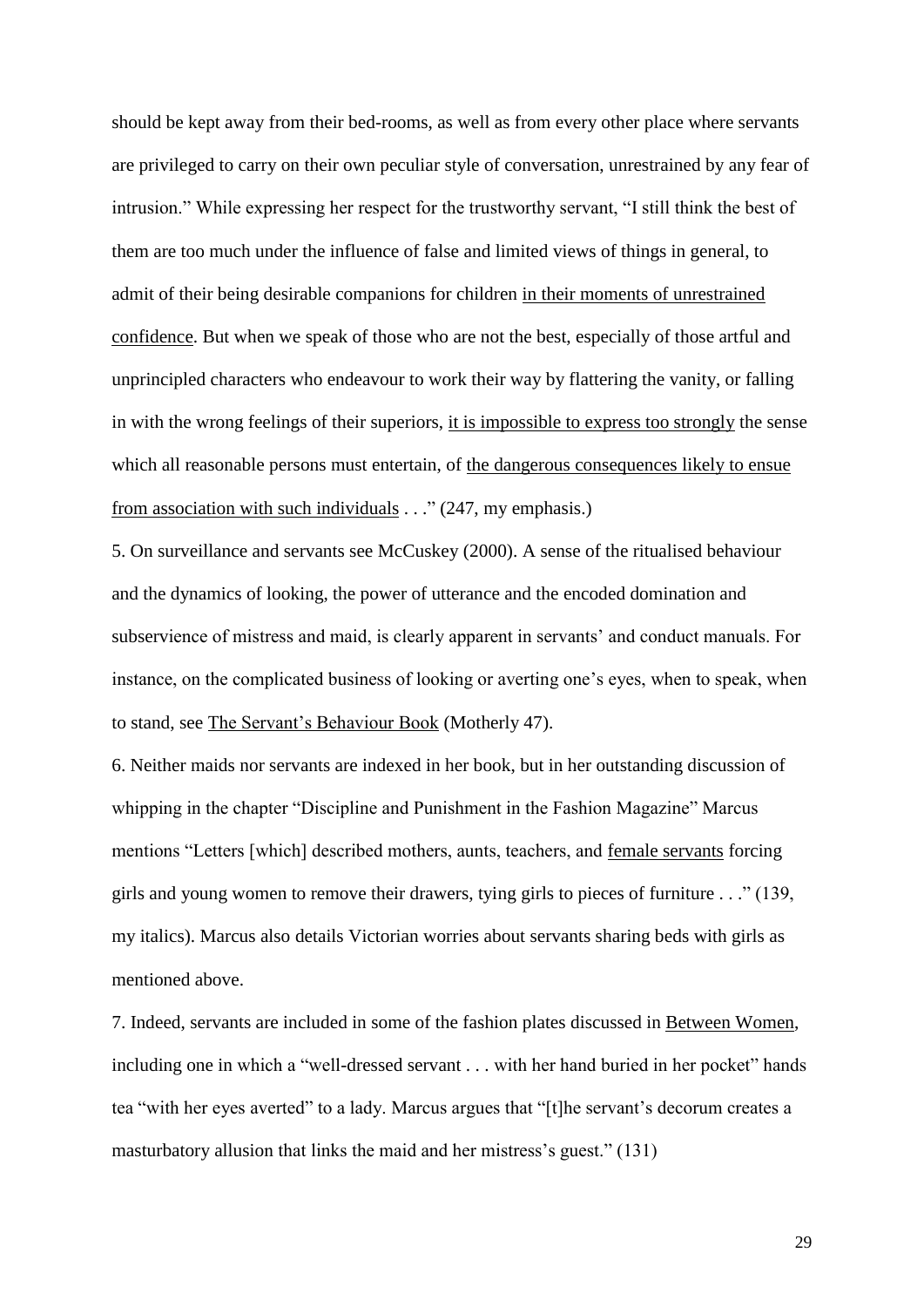should be kept away from their bed-rooms, as well as from every other place where servants are privileged to carry on their own peculiar style of conversation, unrestrained by any fear of intrusion." While expressing her respect for the trustworthy servant, "I still think the best of them are too much under the influence of false and limited views of things in general, to admit of their being desirable companions for children <u>in their moments of unrestrained confidence</u>. But when we speak of those who are not the best, especially of those artful and unprincipled characters who endeavour to work their way by flattering the vanity, or falling in with the wrong feelings of their superiors, <u>it is impossible to express too strongly</u> the sense which all reasonable persons must entertain, of <u>the dangerous consequences likely to ensue from association with such individuals</u> . . ." (247, my emphasis.)

5. On surveillance and servants see McCuskey (2000). A sense of the ritualised behaviour and the dynamics of looking, the power of utterance and the encoded domination and subservience of mistress and maid, is clearly apparent in servants' and conduct manuals. For instance, on the complicated business of looking or averting one's eyes, when to speak, when to stand, see <u>The Servant's Behaviour Book</u> (Motherly 47).

6. Neither maids nor servants are indexed in her book, but in her outstanding discussion of whipping in the chapter "Discipline and Punishment in the Fashion Magazine" Marcus mentions "Letters [which] described mothers, aunts, teachers, and <u>female servants</u> forcing girls and young women to remove their drawers, tying girls to pieces of furniture . . ." (139, my italics). Marcus also details Victorian worries about servants sharing beds with girls as mentioned above.

7. Indeed, servants are included in some of the fashion plates discussed in <u>Between Women</u>, including one in which a "well-dressed servant . . . with her hand buried in her pocket" hands tea "with her eyes averted" to a lady. Marcus argues that "[t]he servant's decorum creates a masturbatory allusion that links the maid and her mistress's guest." (131)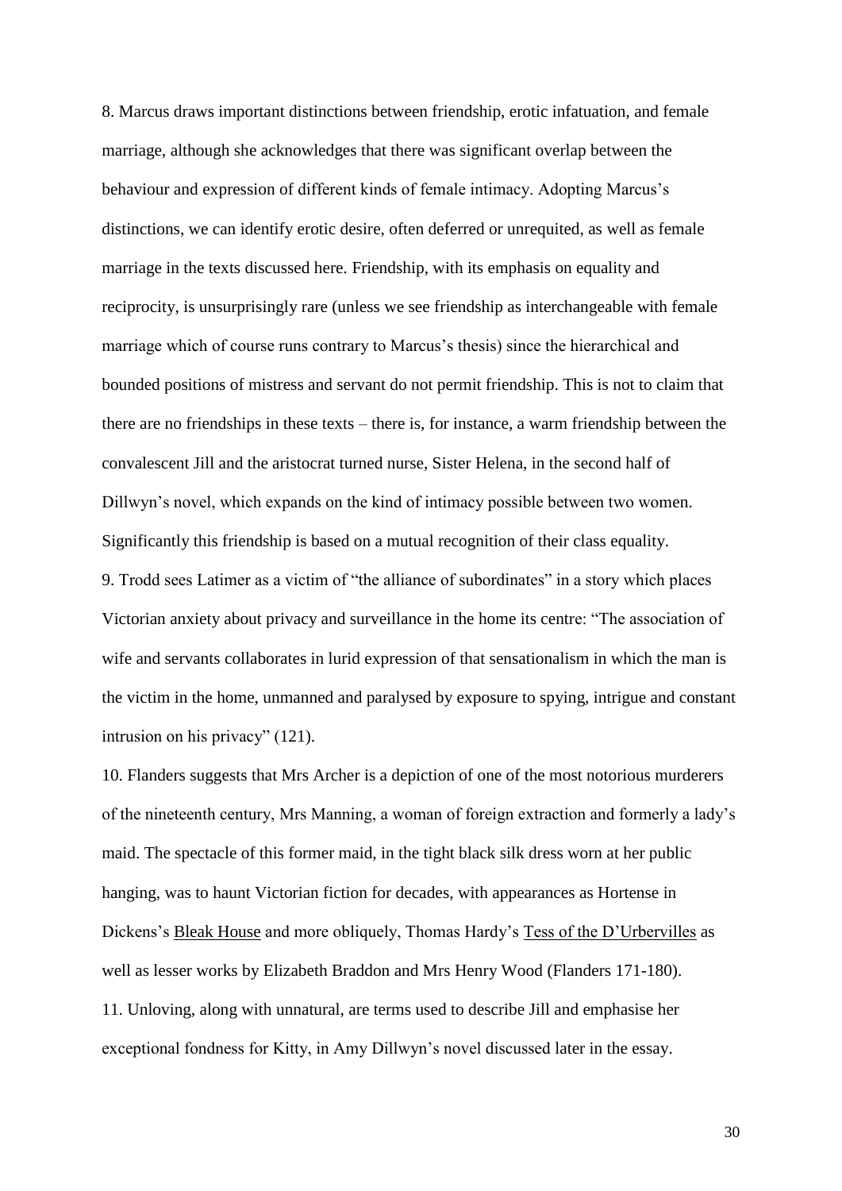8. Marcus draws important distinctions between friendship, erotic infatuation, and female marriage, although she acknowledges that there was significant overlap between the behaviour and expression of different kinds of female intimacy. Adopting Marcus's distinctions, we can identify erotic desire, often deferred or unrequited, as well as female marriage in the texts discussed here. Friendship, with its emphasis on equality and reciprocity, is unsurprisingly rare (unless we see friendship as interchangeable with female marriage which of course runs contrary to Marcus's thesis) since the hierarchical and bounded positions of mistress and servant do not permit friendship. This is not to claim that there are no friendships in these texts – there is, for instance, a warm friendship between the convalescent Jill and the aristocrat turned nurse, Sister Helena, in the second half of Dillwyn's novel, which expands on the kind of intimacy possible between two women. Significantly this friendship is based on a mutual recognition of their class equality.

9. Trodd sees Latimer as a victim of "the alliance of subordinates" in a story which places Victorian anxiety about privacy and surveillance in the home its centre: "The association of wife and servants collaborates in lurid expression of that sensationalism in which the man is the victim in the home, unmanned and paralysed by exposure to spying, intrigue and constant intrusion on his privacy" (121).

10. Flanders suggests that Mrs Archer is a depiction of one of the most notorious murderers of the nineteenth century, Mrs Manning, a woman of foreign extraction and formerly a lady's maid. The spectacle of this former maid, in the tight black silk dress worn at her public hanging, was to haunt Victorian fiction for decades, with appearances as Hortense in Dickens's Bleak House and more obliquely, Thomas Hardy's Tess of the D'Urbervilles as well as lesser works by Elizabeth Braddon and Mrs Henry Wood (Flanders 171-180).

11. Unloving, along with unnatural, are terms used to describe Jill and emphasise her exceptional fondness for Kitty, in Amy Dillwyn's novel discussed later in the essay.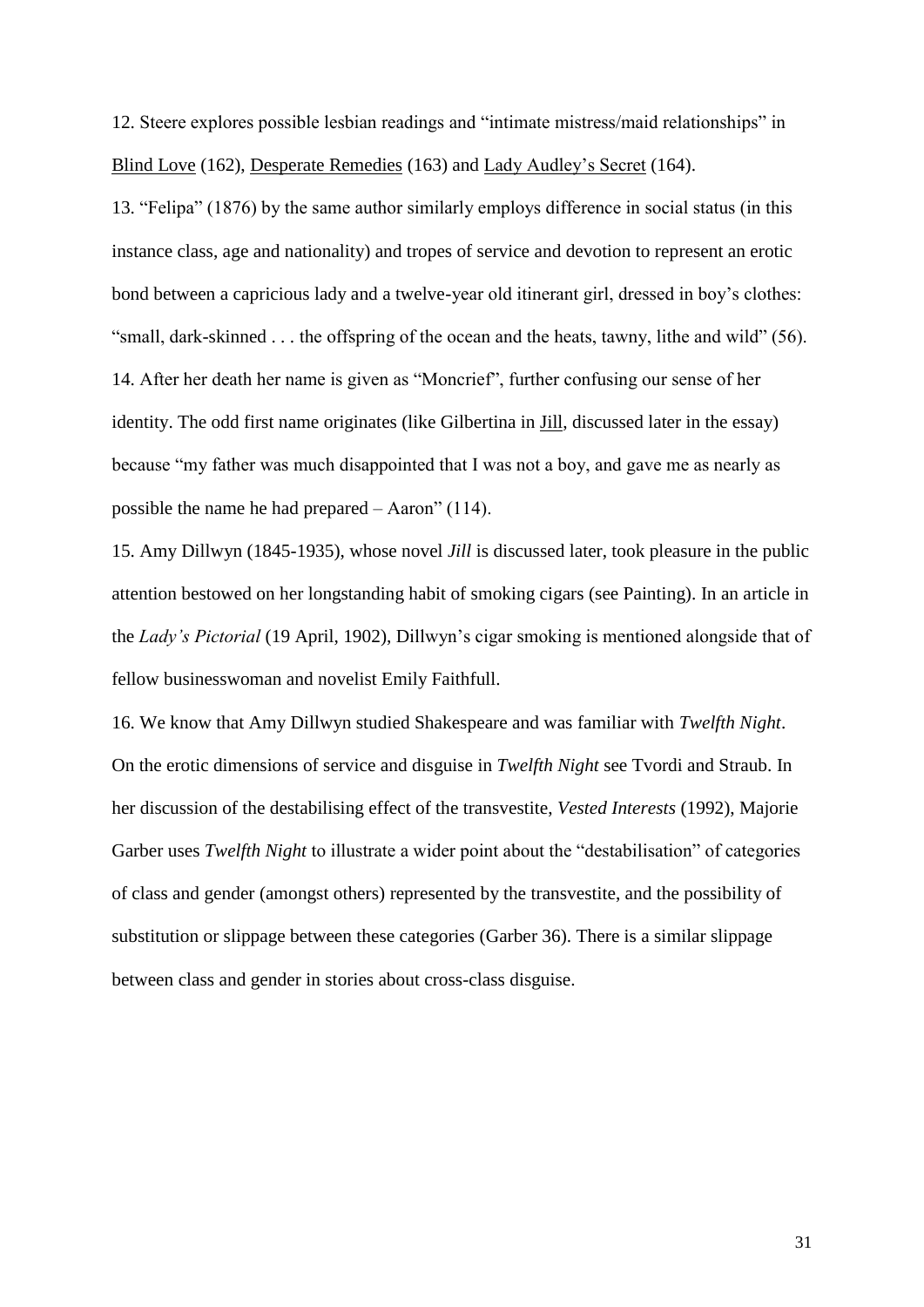12. Steere explores possible lesbian readings and "intimate mistress/maid relationships" in Blind Love (162), Desperate Remedies (163) and Lady Audley's Secret (164).

13. "Felipa" (1876) by the same author similarly employs difference in social status (in this instance class, age and nationality) and tropes of service and devotion to represent an erotic bond between a capricious lady and a twelve-year old itinerant girl, dressed in boy's clothes: "small, dark-skinned . . . the offspring of the ocean and the heats, tawny, lithe and wild" (56).

14. After her death her name is given as "Moncrief", further confusing our sense of her identity. The odd first name originates (like Gilbertina in Jill, discussed later in the essay) because "my father was much disappointed that I was not a boy, and gave me as nearly as possible the name he had prepared – Aaron" (114).

15. Amy Dillwyn (1845-1935), whose novel *Jill* is discussed later, took pleasure in the public attention bestowed on her longstanding habit of smoking cigars (see Painting). In an article in the *Lady's Pictorial* (19 April, 1902), Dillwyn's cigar smoking is mentioned alongside that of fellow businesswoman and novelist Emily Faithfull.

16. We know that Amy Dillwyn studied Shakespeare and was familiar with *Twelfth Night*. On the erotic dimensions of service and disguise in *Twelfth Night* see Tvordi and Straub. In her discussion of the destabilising effect of the transvestite, *Vested Interests* (1992), Majorie Garber uses *Twelfth Night* to illustrate a wider point about the "destabilisation" of categories of class and gender (amongst others) represented by the transvestite, and the possibility of substitution or slippage between these categories (Garber 36). There is a similar slippage between class and gender in stories about cross-class disguise.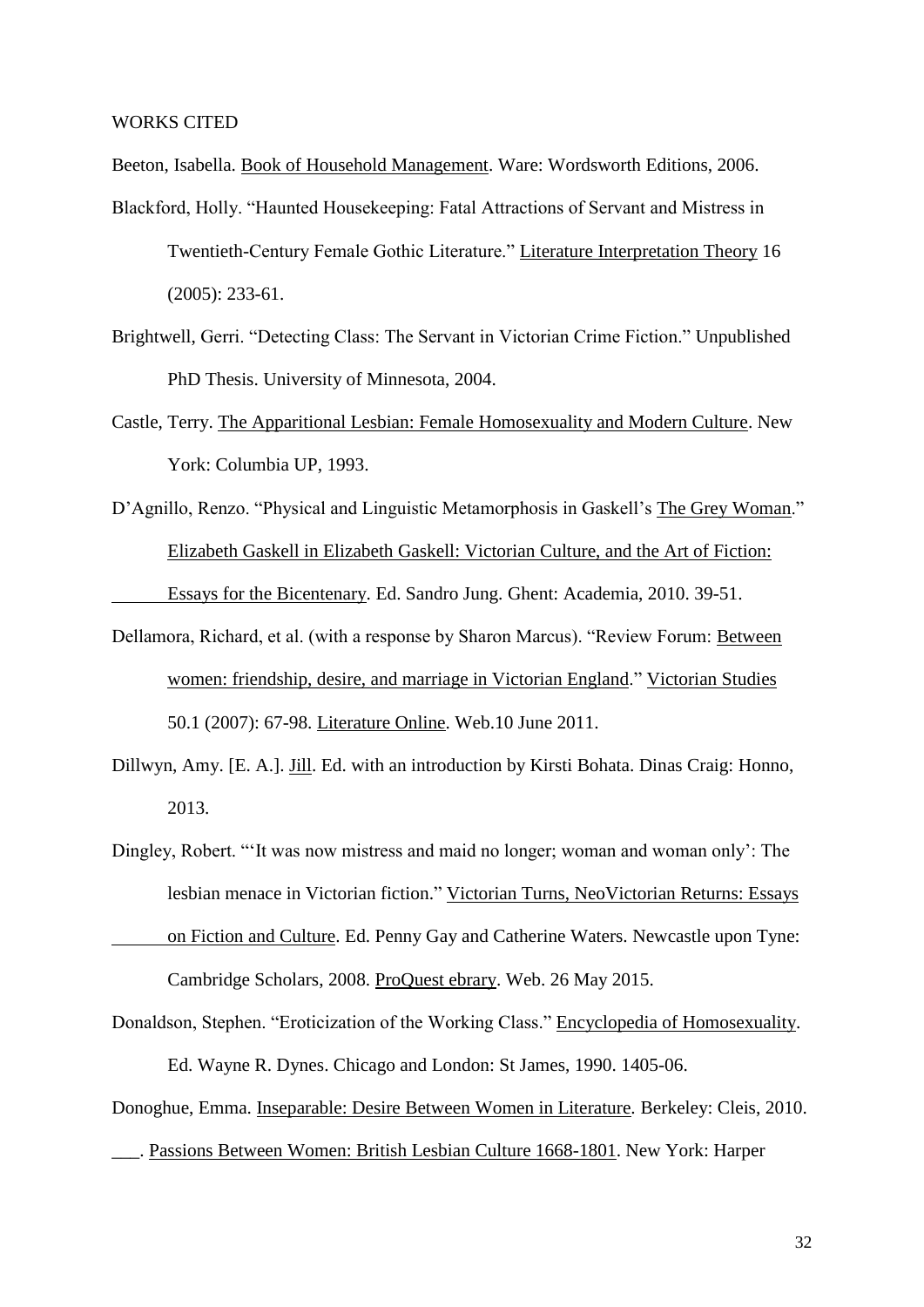WORKS CITED

Beeton, Isabella. Book of Household Management. Ware: Wordsworth Editions, 2006.

Blackford, Holly. "Haunted Housekeeping: Fatal Attractions of Servant and Mistress in Twentieth-Century Female Gothic Literature." Literature Interpretation Theory 16 (2005): 233-61.

Brightwell, Gerri. "Detecting Class: The Servant in Victorian Crime Fiction." Unpublished PhD Thesis. University of Minnesota, 2004.

Castle, Terry. The Apparitional Lesbian: Female Homosexuality and Modern Culture. New York: Columbia UP, 1993.

D'Agnillo, Renzo. "Physical and Linguistic Metamorphosis in Gaskell's The Grey Woman." Elizabeth Gaskell in Elizabeth Gaskell: Victorian Culture, and the Art of Fiction: Essays for the Bicentenary. Ed. Sandro Jung. Ghent: Academia, 2010. 39-51.

Dellamora, Richard, et al. (with a response by Sharon Marcus). "Review Forum: Between women: friendship, desire, and marriage in Victorian England." Victorian Studies 50.1 (2007): 67-98. Literature Online. Web.10 June 2011.

Dillwyn, Amy. [E. A.]. Jill. Ed. with an introduction by Kirsti Bohata. Dinas Craig: Honno, 2013.

Dingley, Robert. "'It was now mistress and maid no longer; woman and woman only': The lesbian menace in Victorian fiction." Victorian Turns, NeoVictorian Returns: Essays on Fiction and Culture. Ed. Penny Gay and Catherine Waters. Newcastle upon Tyne: Cambridge Scholars, 2008. ProQuest ebrary. Web. 26 May 2015.

Donaldson, Stephen. "Eroticization of the Working Class." Encyclopedia of Homosexuality. Ed. Wayne R. Dynes. Chicago and London: St James, 1990. 1405-06.

Donoghue, Emma. Inseparable: Desire Between Women in Literature. Berkeley: Cleis, 2010.

___. Passions Between Women: British Lesbian Culture 1668-1801. New York: Harper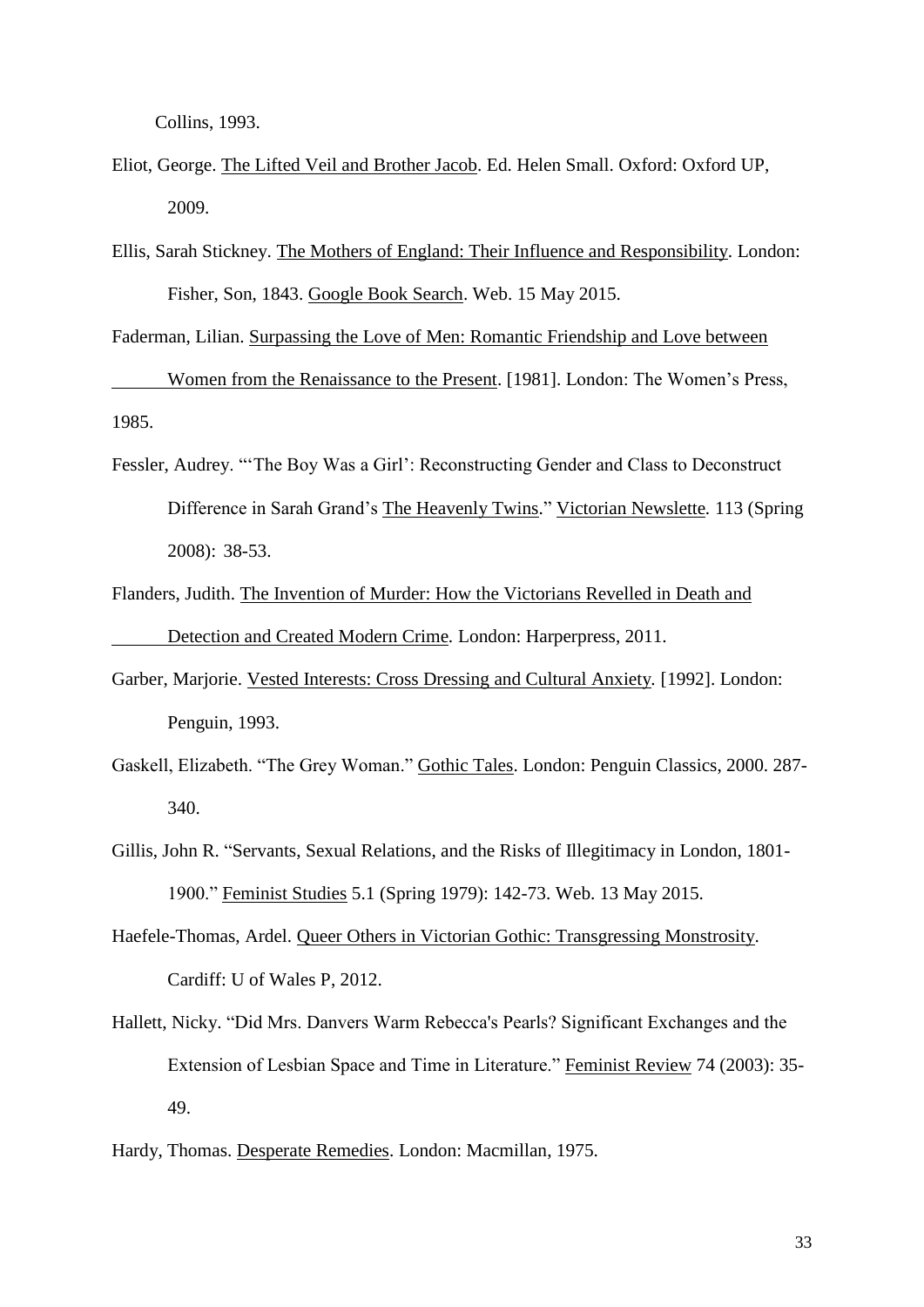Collins, 1993.

Eliot, George. The Lifted Veil and Brother Jacob. Ed. Helen Small. Oxford: Oxford UP, 2009.

Ellis, Sarah Stickney. The Mothers of England: Their Influence and Responsibility. London: Fisher, Son, 1843. Google Book Search. Web. 15 May 2015.

Faderman, Lilian. Surpassing the Love of Men: Romantic Friendship and Love between Women from the Renaissance to the Present. [1981]. London: The Women's Press, 1985.

Fessler, Audrey. "'The Boy Was a Girl': Reconstructing Gender and Class to Deconstruct Difference in Sarah Grand's The Heavenly Twins." Victorian Newslette. 113 (Spring 2008): 38-53.

Flanders, Judith. The Invention of Murder: How the Victorians Revelled in Death and Detection and Created Modern Crime. London: Harperpress, 2011.

Garber, Marjorie. Vested Interests: Cross Dressing and Cultural Anxiety. [1992]. London: Penguin, 1993.

Gaskell, Elizabeth. "The Grey Woman." Gothic Tales. London: Penguin Classics, 2000. 287-340.

Gillis, John R. "Servants, Sexual Relations, and the Risks of Illegitimacy in London, 1801-1900." Feminist Studies 5.1 (Spring 1979): 142-73. Web. 13 May 2015.

Haefele-Thomas, Ardel. Queer Others in Victorian Gothic: Transgressing Monstrosity. Cardiff: U of Wales P, 2012.

Hallett, Nicky. "Did Mrs. Danvers Warm Rebecca's Pearls? Significant Exchanges and the Extension of Lesbian Space and Time in Literature." Feminist Review 74 (2003): 35-49.

Hardy, Thomas. Desperate Remedies. London: Macmillan, 1975.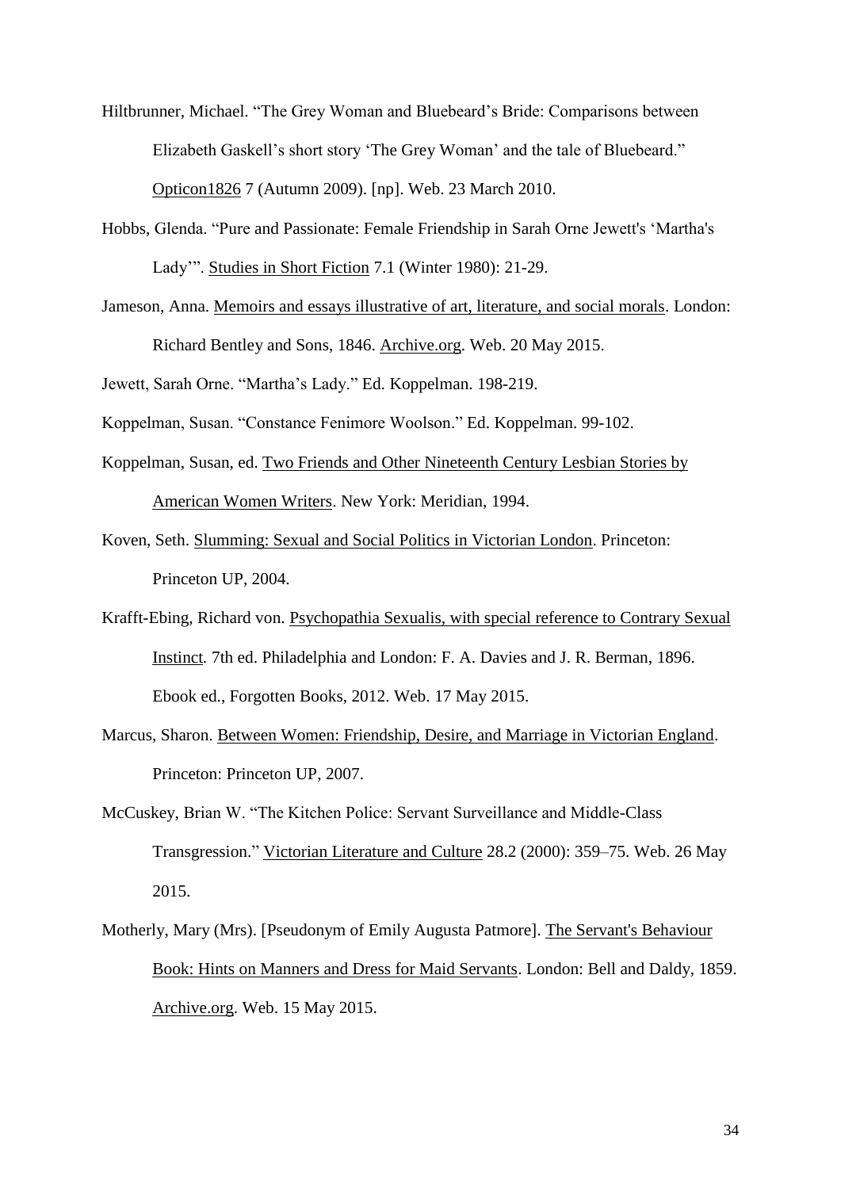Hiltbrunner, Michael. "The Grey Woman and Bluebeard's Bride: Comparisons between Elizabeth Gaskell's short story 'The Grey Woman' and the tale of Bluebeard." Opticon1826 7 (Autumn 2009). [np]. Web. 23 March 2010.

Hobbs, Glenda. "Pure and Passionate: Female Friendship in Sarah Orne Jewett's 'Martha's Lady'". Studies in Short Fiction 7.1 (Winter 1980): 21-29.

Jameson, Anna. Memoirs and essays illustrative of art, literature, and social morals. London: Richard Bentley and Sons, 1846. Archive.org. Web. 20 May 2015.

Jewett, Sarah Orne. "Martha's Lady." Ed. Koppelman. 198-219.

Koppelman, Susan. "Constance Fenimore Woolson." Ed. Koppelman. 99-102.

Koppelman, Susan, ed. Two Friends and Other Nineteenth Century Lesbian Stories by American Women Writers. New York: Meridian, 1994.

Koven, Seth. Slumming: Sexual and Social Politics in Victorian London. Princeton: Princeton UP, 2004.

Krafft-Ebing, Richard von. Psychopathia Sexualis, with special reference to Contrary Sexual Instinct. 7th ed. Philadelphia and London: F. A. Davies and J. R. Berman, 1896. Ebook ed., Forgotten Books, 2012. Web. 17 May 2015.

Marcus, Sharon. Between Women: Friendship, Desire, and Marriage in Victorian England. Princeton: Princeton UP, 2007.

McCuskey, Brian W. "The Kitchen Police: Servant Surveillance and Middle-Class Transgression." Victorian Literature and Culture 28.2 (2000): 359–75. Web. 26 May 2015.

Motherly, Mary (Mrs). [Pseudonym of Emily Augusta Patmore]. The Servant's Behaviour Book: Hints on Manners and Dress for Maid Servants. London: Bell and Daldy, 1859. Archive.org. Web. 15 May 2015.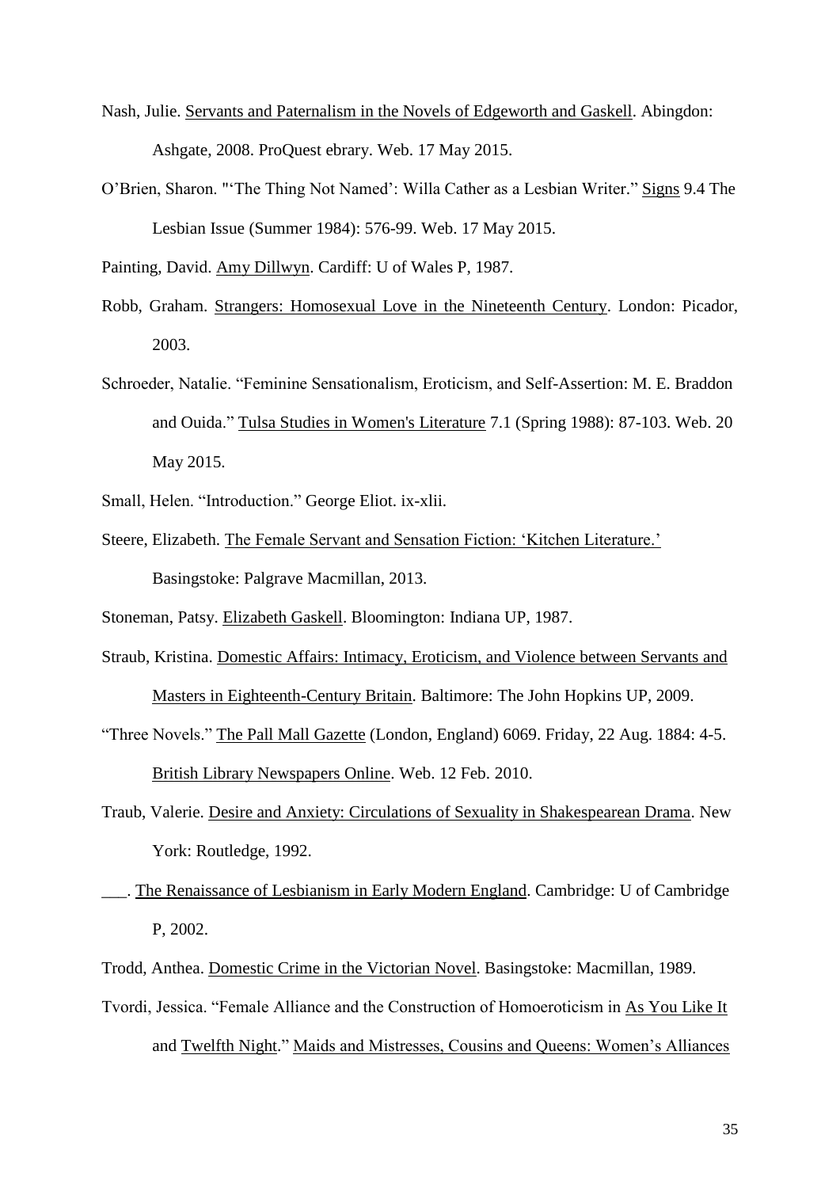Nash, Julie. Servants and Paternalism in the Novels of Edgeworth and Gaskell. Abingdon: Ashgate, 2008. ProQuest ebrary. Web. 17 May 2015.

O'Brien, Sharon. "'The Thing Not Named': Willa Cather as a Lesbian Writer." Signs 9.4 The Lesbian Issue (Summer 1984): 576-99. Web. 17 May 2015.

Painting, David. Amy Dillwyn. Cardiff: U of Wales P, 1987.

Robb, Graham. Strangers: Homosexual Love in the Nineteenth Century. London: Picador, 2003.

Schroeder, Natalie. "Feminine Sensationalism, Eroticism, and Self-Assertion: M. E. Braddon and Ouida." Tulsa Studies in Women's Literature 7.1 (Spring 1988): 87-103. Web. 20 May 2015.

Small, Helen. "Introduction." George Eliot. ix-xlii.

Steere, Elizabeth. The Female Servant and Sensation Fiction: 'Kitchen Literature.' Basingstoke: Palgrave Macmillan, 2013.

Stoneman, Patsy. Elizabeth Gaskell. Bloomington: Indiana UP, 1987.

Straub, Kristina. Domestic Affairs: Intimacy, Eroticism, and Violence between Servants and Masters in Eighteenth-Century Britain. Baltimore: The John Hopkins UP, 2009.

"Three Novels." The Pall Mall Gazette (London, England) 6069. Friday, 22 Aug. 1884: 4-5. British Library Newspapers Online. Web. 12 Feb. 2010.

Traub, Valerie. Desire and Anxiety: Circulations of Sexuality in Shakespearean Drama. New York: Routledge, 1992.

___. The Renaissance of Lesbianism in Early Modern England. Cambridge: U of Cambridge P, 2002.

Trodd, Anthea. Domestic Crime in the Victorian Novel. Basingstoke: Macmillan, 1989.

Tvordi, Jessica. "Female Alliance and the Construction of Homoeroticism in As You Like It and Twelfth Night." Maids and Mistresses, Cousins and Queens: Women's Alliances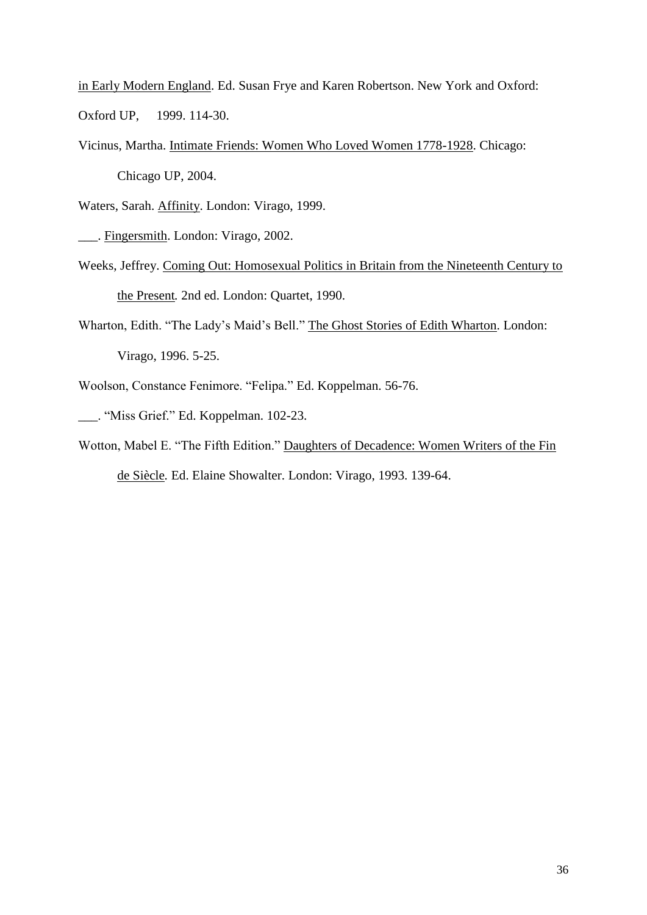in Early Modern England. Ed. Susan Frye and Karen Robertson. New York and Oxford: Oxford UP, 1999. 114-30.

Vicinus, Martha. Intimate Friends: Women Who Loved Women 1778-1928. Chicago: Chicago UP, 2004.

Waters, Sarah. Affinity. London: Virago, 1999.

___. Fingersmith. London: Virago, 2002.

Weeks, Jeffrey. Coming Out: Homosexual Politics in Britain from the Nineteenth Century to the Present. 2nd ed. London: Quartet, 1990.

Wharton, Edith. "The Lady's Maid's Bell." The Ghost Stories of Edith Wharton. London: Virago, 1996. 5-25.

Woolson, Constance Fenimore. "Felipa." Ed. Koppelman. 56-76.

___. "Miss Grief." Ed. Koppelman. 102-23.

Wotton, Mabel E. "The Fifth Edition." Daughters of Decadence: Women Writers of the Fin de Siècle. Ed. Elaine Showalter. London: Virago, 1993. 139-64.